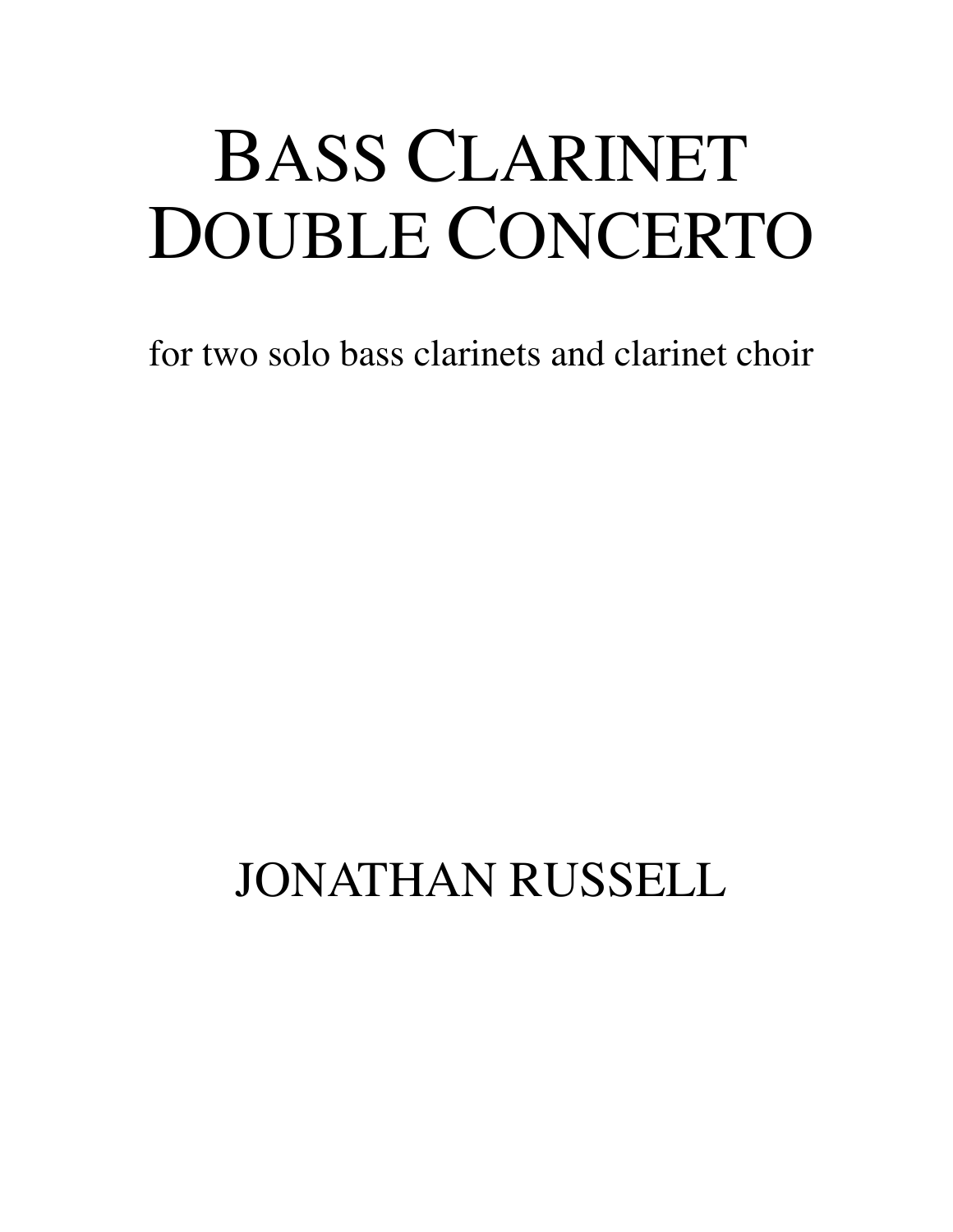# BASS CLARINET DOUBLE CONCERTO

for two solo bass clarinets and clarinet choir

JONATHAN RUSSELL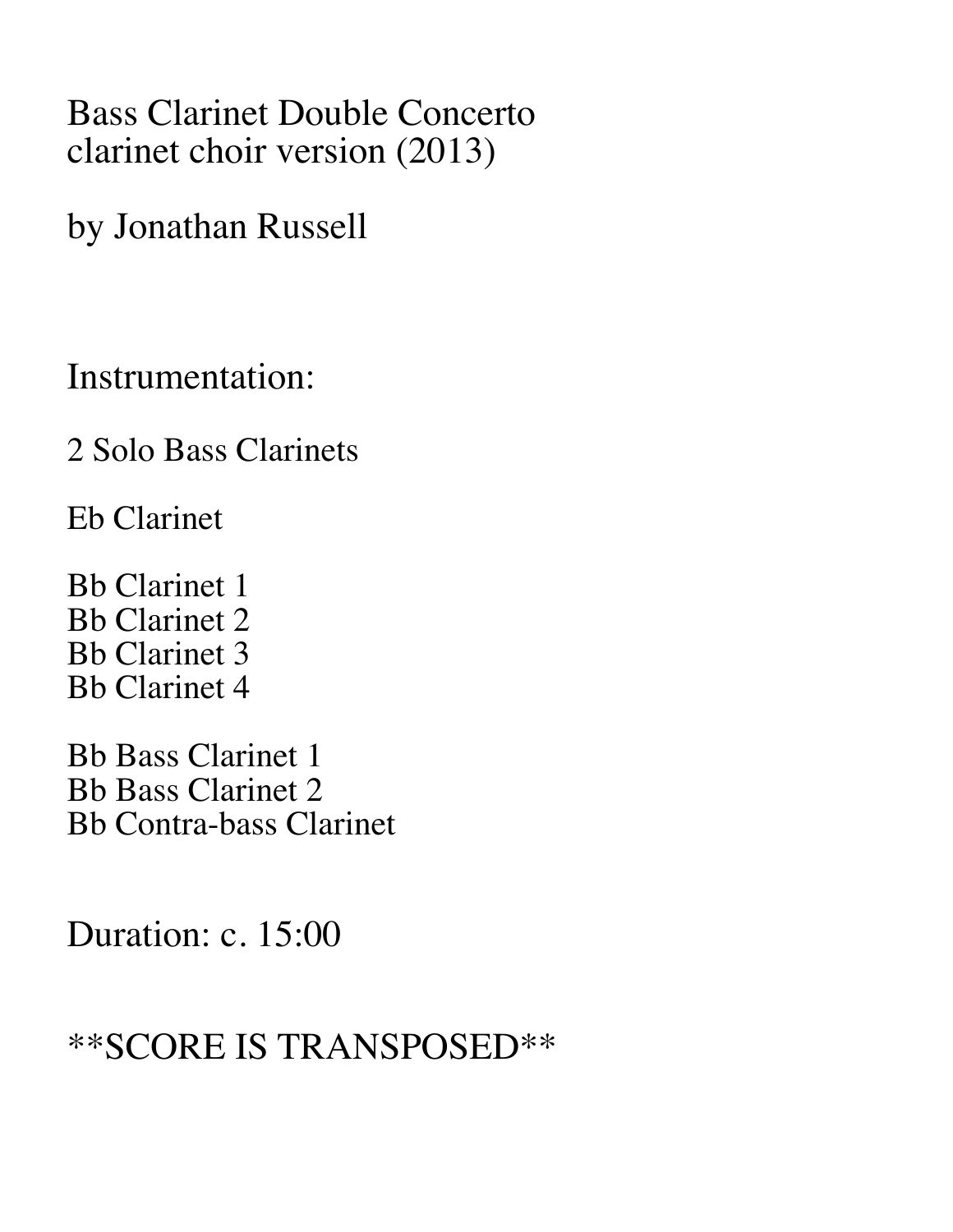# Bass Clarinet Double Concerto
clarinet choir version (2013)

by Jonathan Russell

## Instrumentation:

2 Solo Bass Clarinets

Eb Clarinet

Bb Clarinet 1
Bb Clarinet 2
Bb Clarinet 3
Bb Clarinet 4

Bb Bass Clarinet 1
Bb Bass Clarinet 2
Bb Contra-bass Clarinet

Duration: c. 15:00

**SCORE IS TRANSPOSED**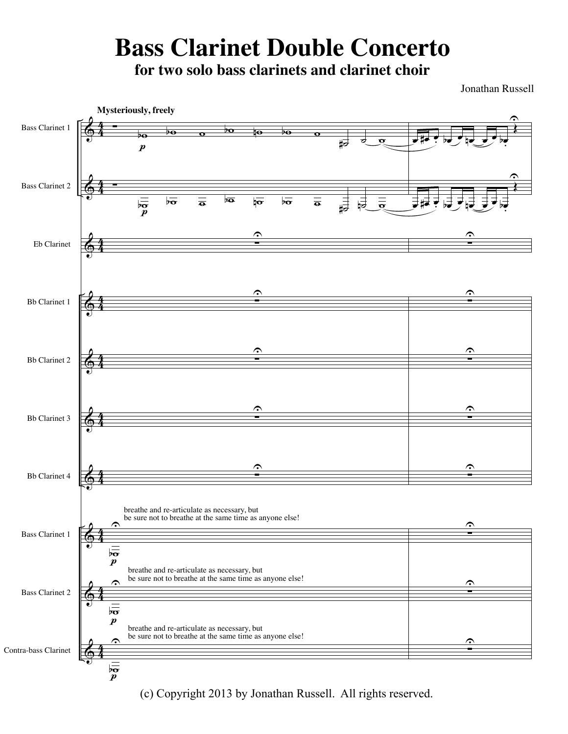# Bass Clarinet Double Concerto

## for two solo bass clarinets and clarinet choir

Jonathan Russell

**Mysteriously, freely**

Bass Clarinet 1

Bass Clarinet 2

Eb Clarinet

Bb Clarinet 1

Bb Clarinet 2

Bb Clarinet 3

Bb Clarinet 4

Bass Clarinet 1 — breathe and re-articulate as necessary, but be sure not to breathe at the same time as anyone else!

Bass Clarinet 2 — breathe and re-articulate as necessary, but be sure not to breathe at the same time as anyone else!

Contra-bass Clarinet — breathe and re-articulate as necessary, but be sure not to breathe at the same time as anyone else!

(c) Copyright 2013 by Jonathan Russell. All rights reserved.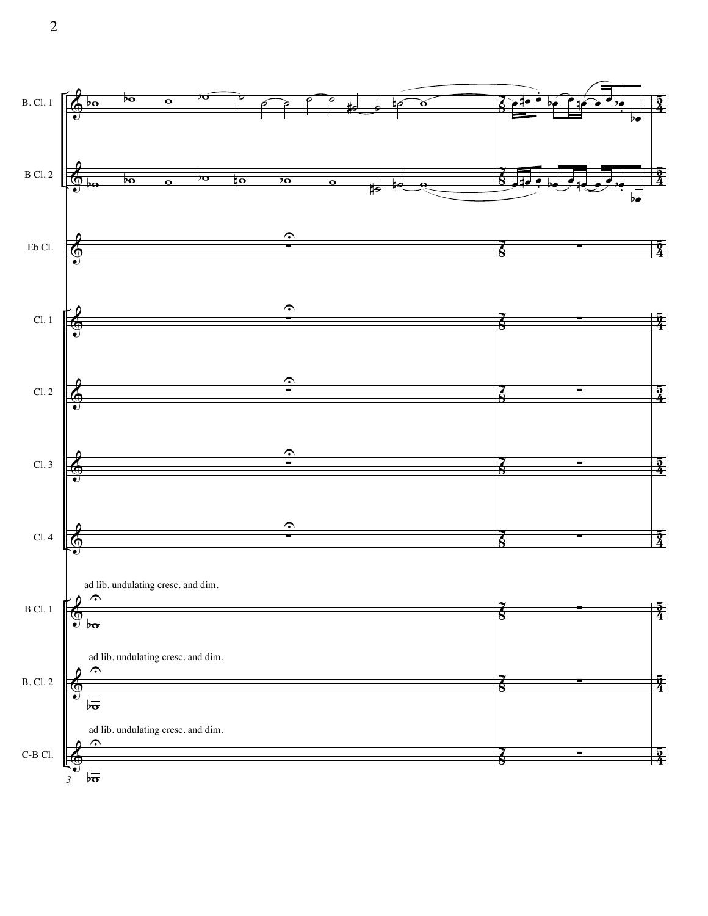B. Cl. 1

B Cl. 2

Eb Cl.

Cl. 1

Cl. 2

Cl. 3

Cl. 4

ad lib. undulating cresc. and dim.

B Cl. 1

ad lib. undulating cresc. and dim.

B. Cl. 2

ad lib. undulating cresc. and dim.

C-B Cl.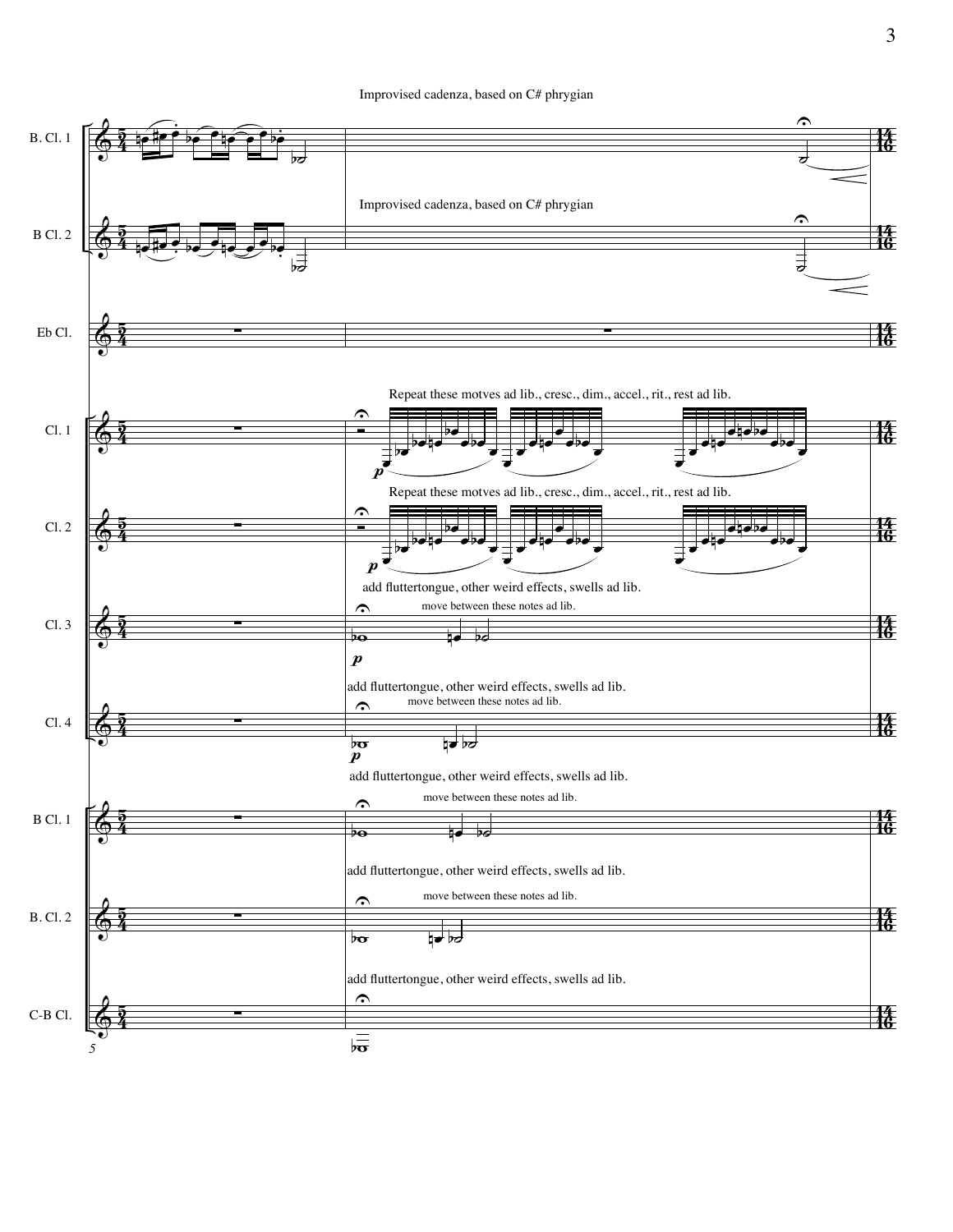Improvised cadenza, based on C# phrygian

B. Cl. 1

Improvised cadenza, based on C# phrygian

B Cl. 2

Eb Cl.

Repeat these motves ad lib., cresc., dim., accel., rit., rest ad lib.

Cl. 1

*p*

Repeat these motves ad lib., cresc., dim., accel., rit., rest ad lib.

Cl. 2

*p*

add fluttertongue, other weird effects, swells ad lib.

move between these notes ad lib.

Cl. 3

*p*

add fluttertongue, other weird effects, swells ad lib.

move between these notes ad lib.

Cl. 4

*p*

add fluttertongue, other weird effects, swells ad lib.

move between these notes ad lib.

B Cl. 1

add fluttertongue, other weird effects, swells ad lib.

move between these notes ad lib.

B. Cl. 2

add fluttertongue, other weird effects, swells ad lib.

C-B Cl.

5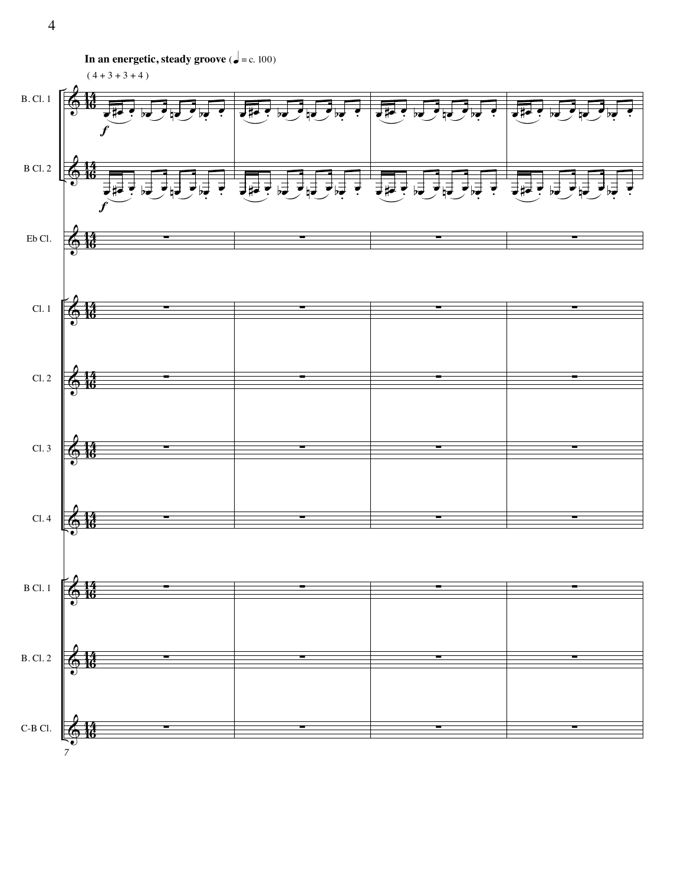**In an energetic, steady groove** (♩ = c. 100)

( 4 + 3 + 3 + 4 )

B. Cl. 1

B Cl. 2

Eb Cl.

Cl. 1

Cl. 2

Cl. 3

Cl. 4

B Cl. 1

B. Cl. 2

C-B Cl.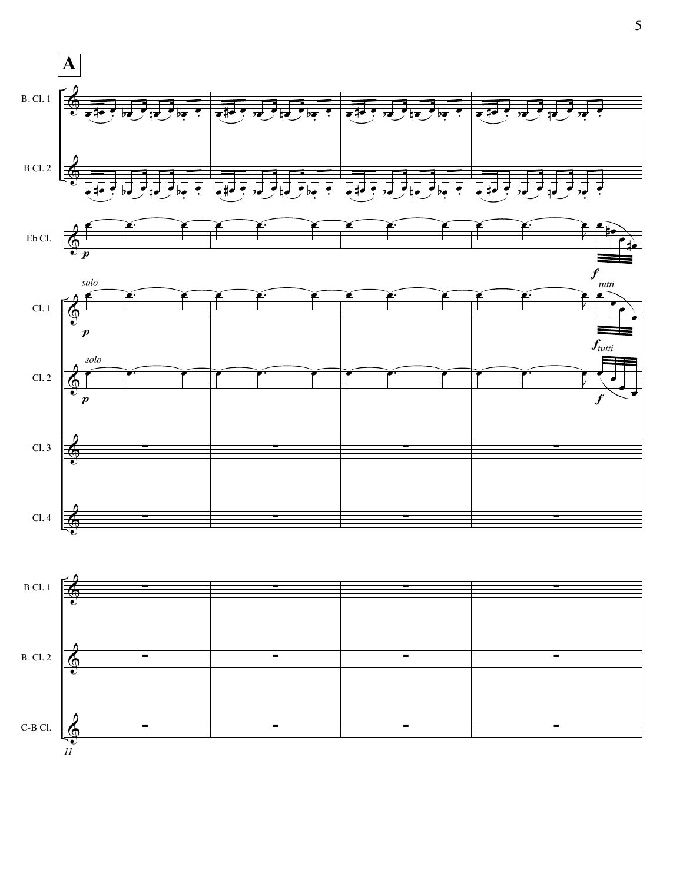**A**

B. Cl. 1

B Cl. 2

Eb Cl.

Cl. 1

Cl. 2

Cl. 3

Cl. 4

B Cl. 1

B. Cl. 2

C-B Cl.

*solo*

*p*

*f*

*tutti*

11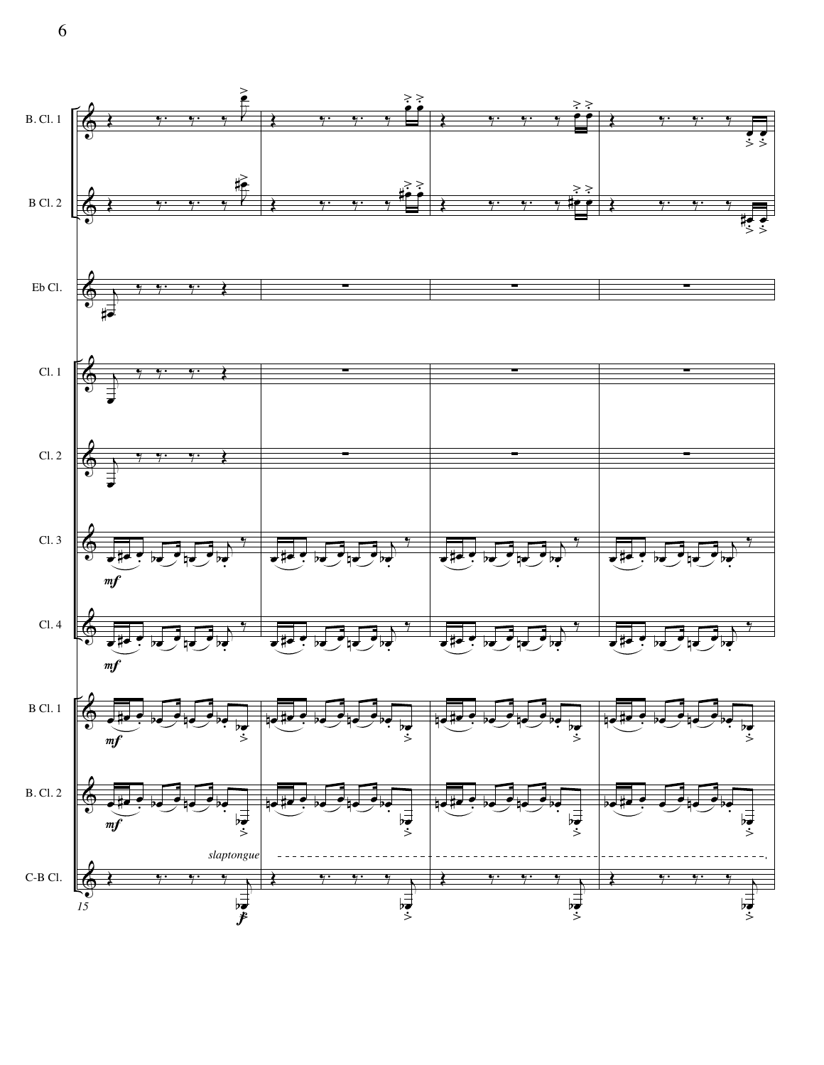B. Cl. 1

B Cl. 2

Eb Cl.

Cl. 1

Cl. 2

Cl. 3

*mf*

Cl. 4

*mf*

B Cl. 1

*mf*

B. Cl. 2

*mf*

*slaptongue*

C-B Cl.

*f*

15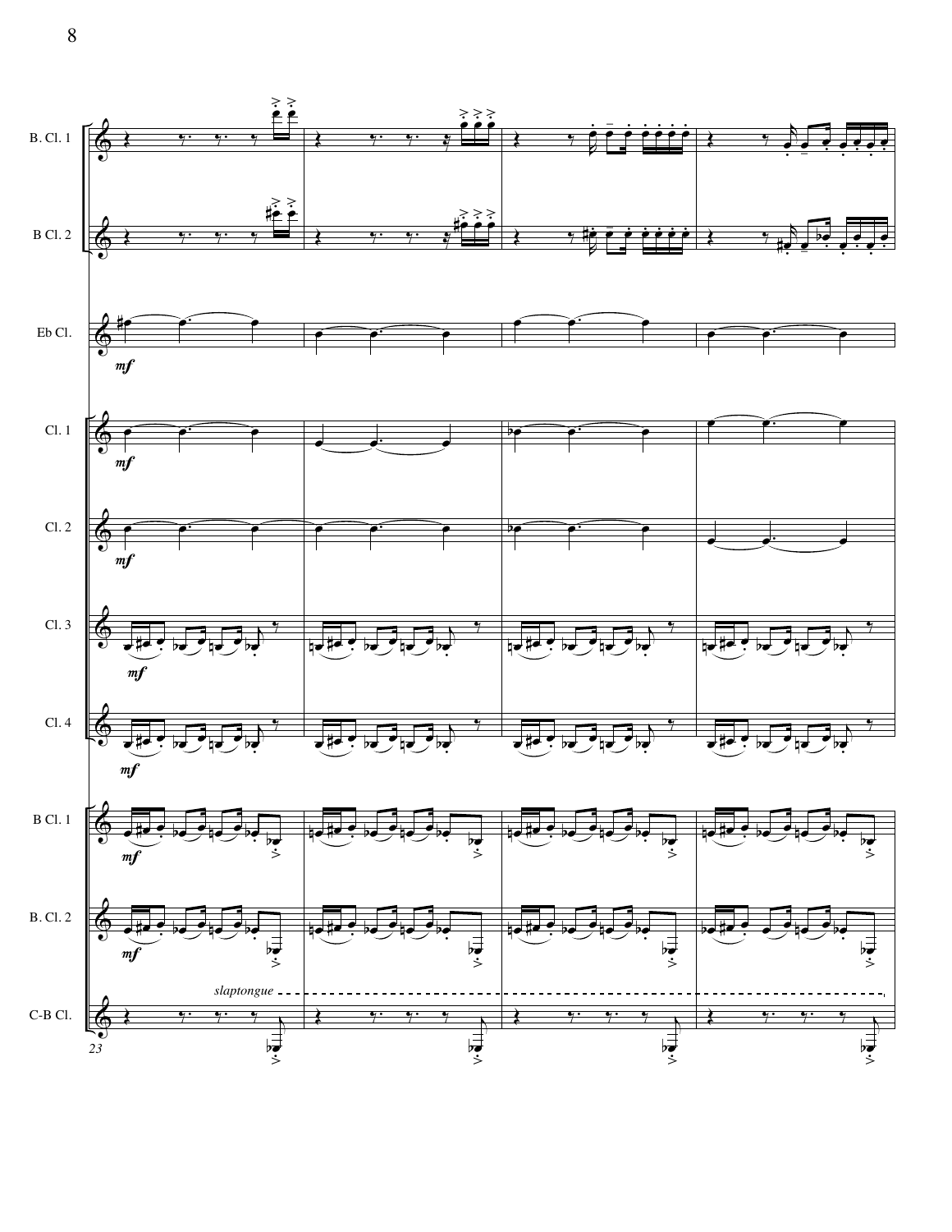B. Cl. 1

B Cl. 2

Eb Cl.

Cl. 1

Cl. 2

Cl. 3

Cl. 4

B Cl. 1

B. Cl. 2

C-B Cl.

*mf*

*slaptongue*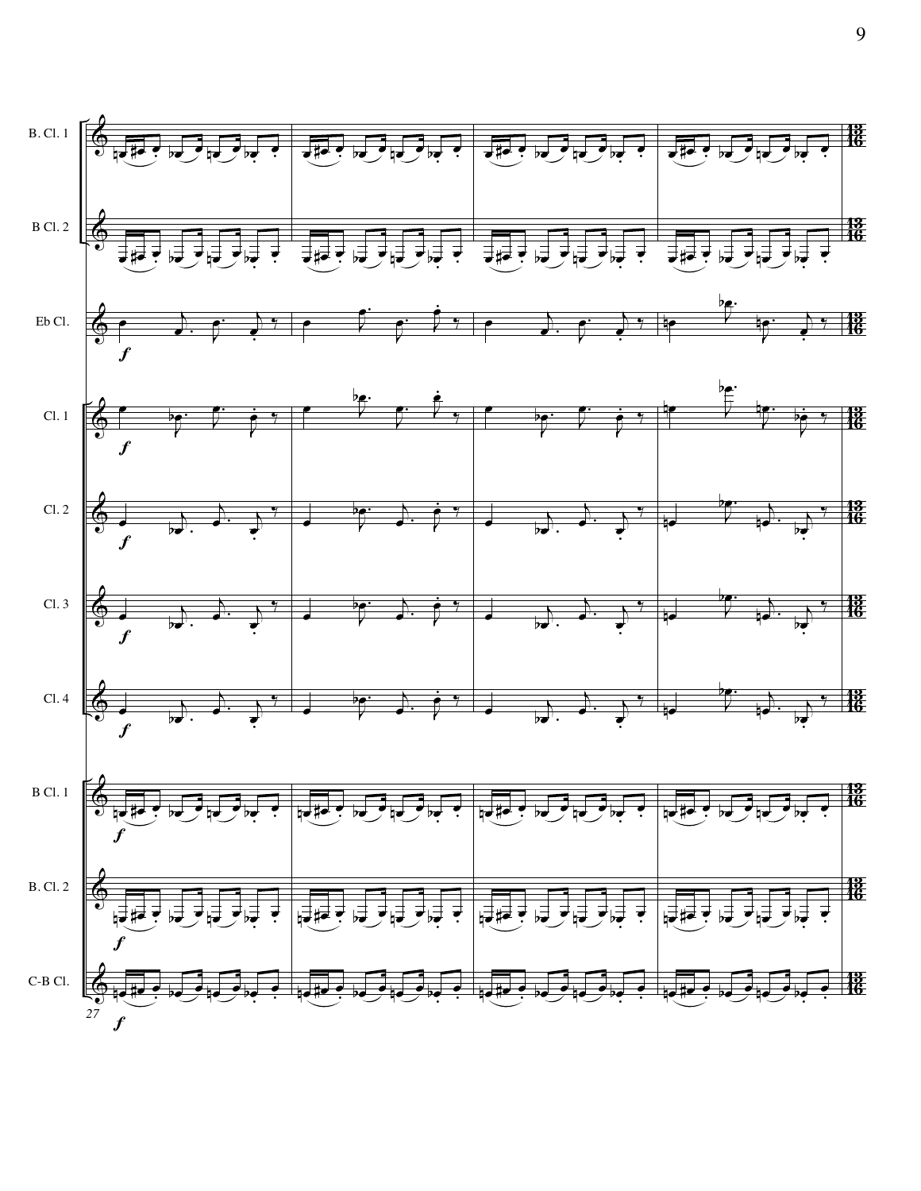B. Cl. 1

B Cl. 2

Eb Cl.

Cl. 1

Cl. 2

Cl. 3

Cl. 4

B Cl. 1

B. Cl. 2

C-B Cl.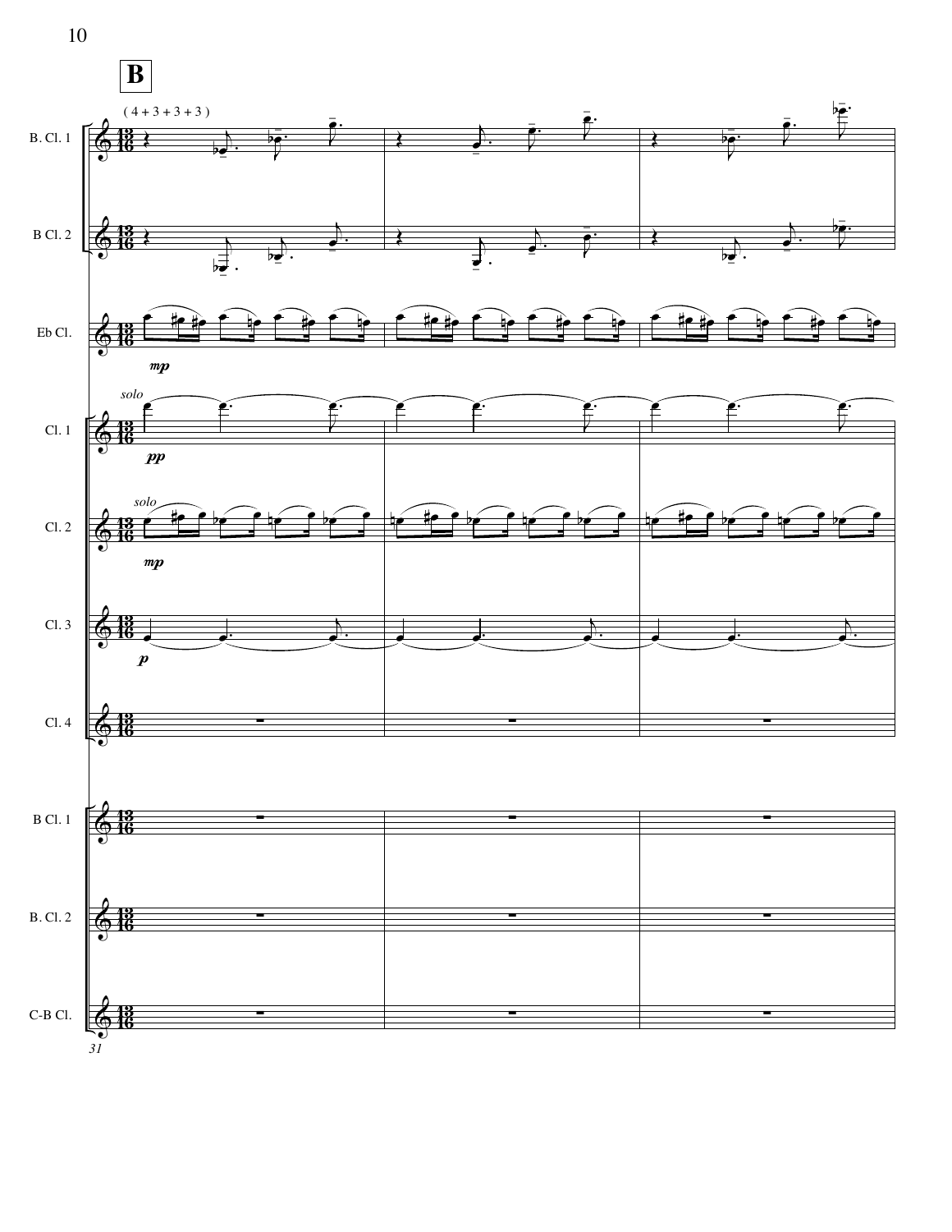**B**

( 4 + 3 + 3 + 3 )

B. Cl. 1

B Cl. 2

Eb Cl. — *mp*

Cl. 1 — *solo* — *pp*

Cl. 2 — *solo* — *mp*

Cl. 3 — *p*

Cl. 4

B Cl. 1

B. Cl. 2

C-B Cl.

31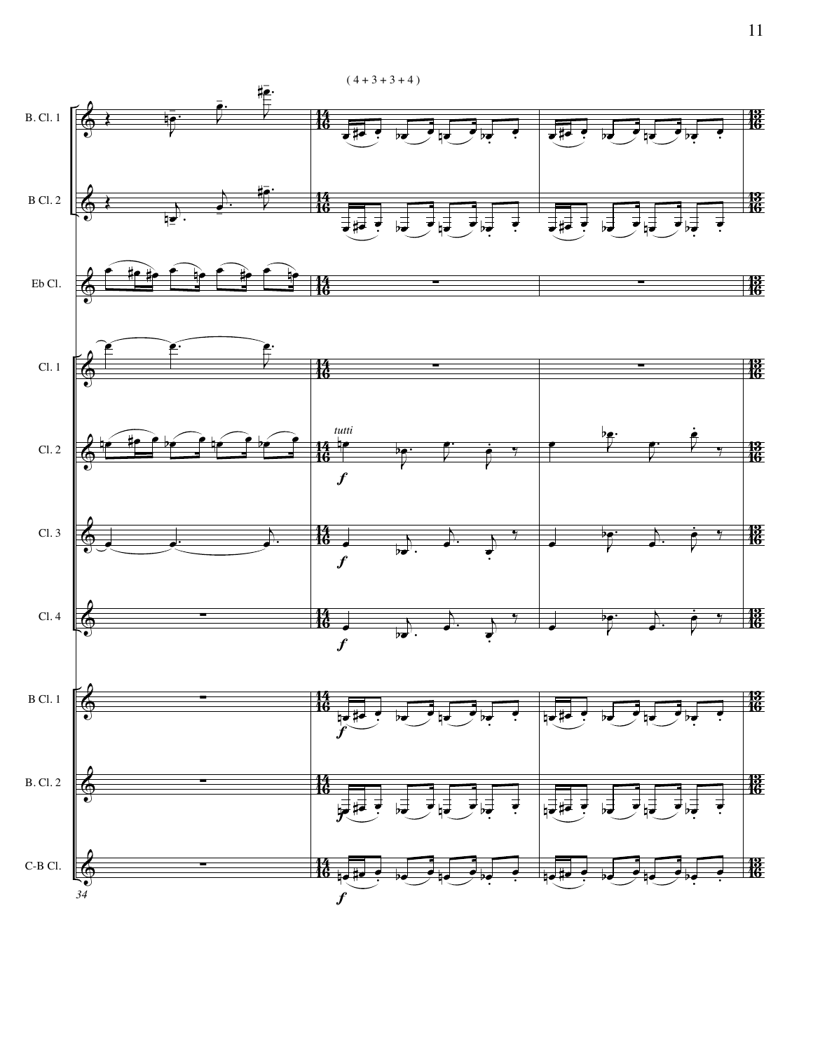( 4 + 3 + 3 + 4 )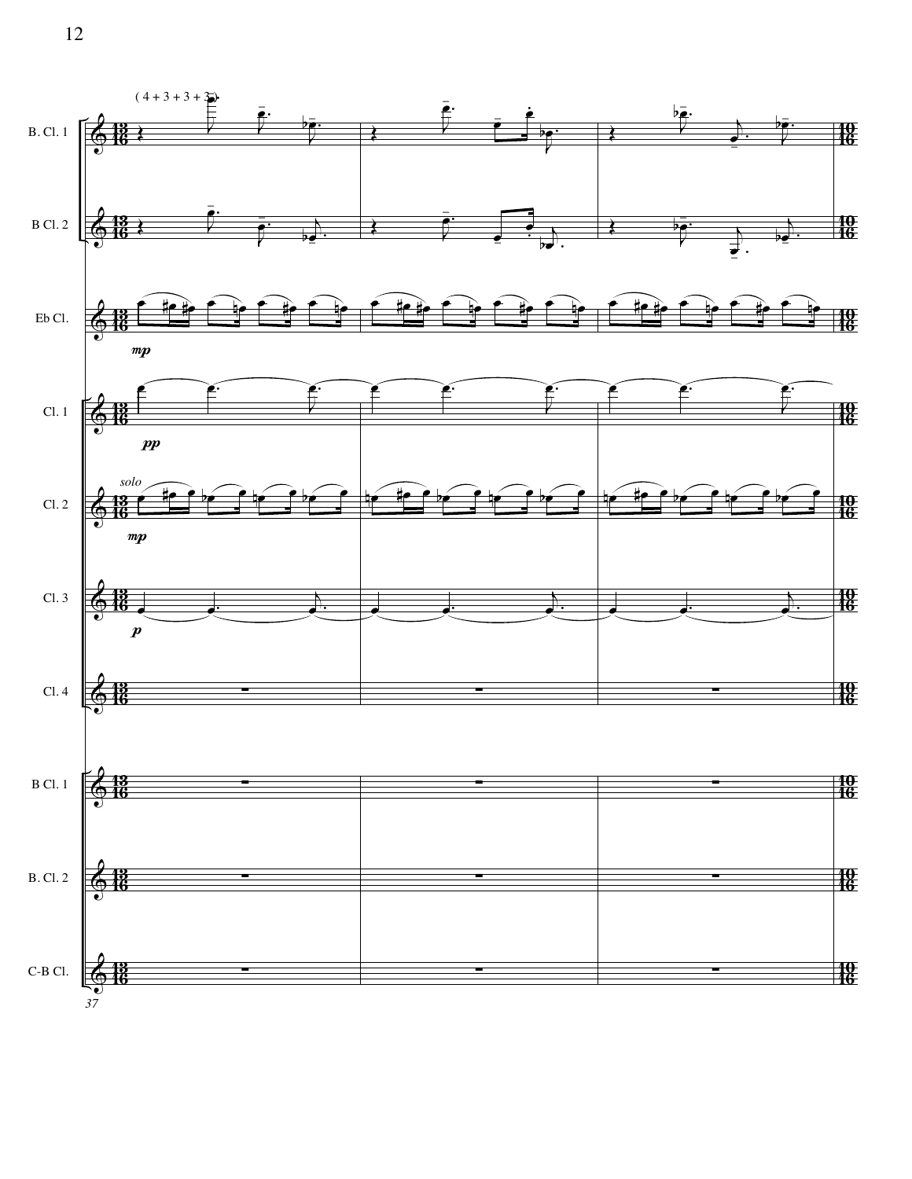( 4 + 3 + 3 + 3 )

B. Cl. 1

B Cl. 2

Eb Cl.

*mp*

Cl. 1

*pp*

Cl. 2

*solo*

*mp*

Cl. 3

*p*

Cl. 4

B Cl. 1

B. Cl. 2

C-B Cl.

37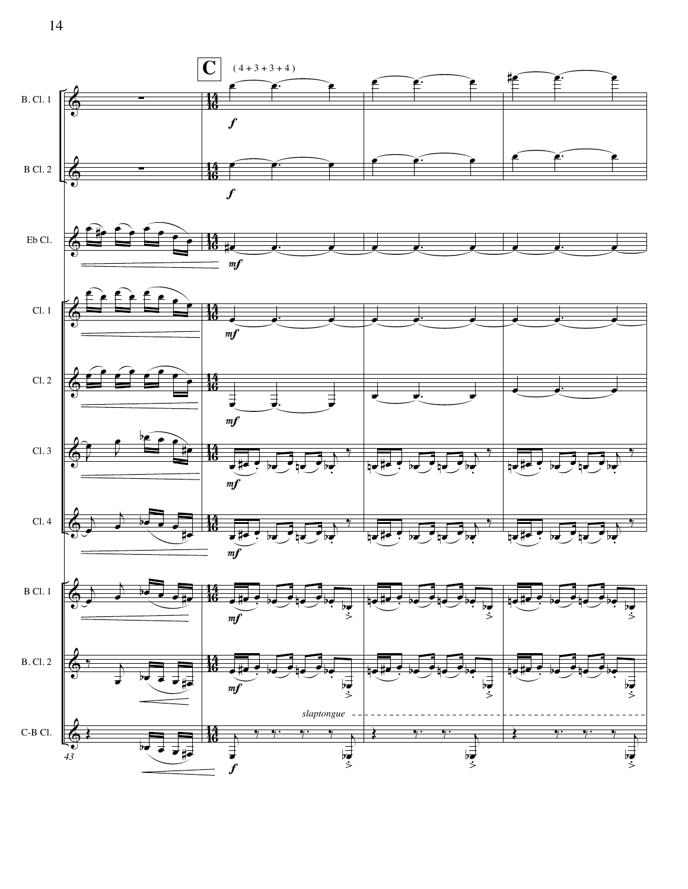C

( 4 + 3 + 3 + 4 )

B. Cl. 1

B Cl. 2

Eb Cl.

Cl. 1

Cl. 2

Cl. 3

Cl. 4

B Cl. 1

B. Cl. 2

C-B Cl.

*slaptongue*

43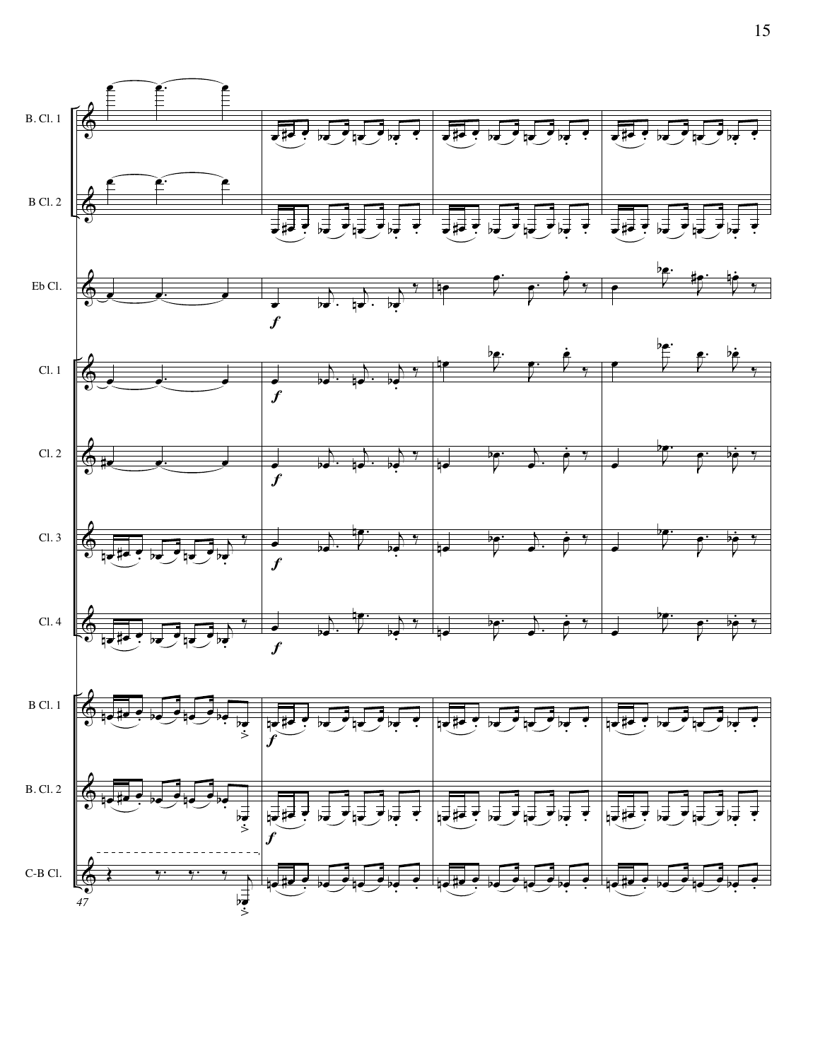B. Cl. 1

B Cl. 2

Eb Cl.

Cl. 1

Cl. 2

Cl. 3

Cl. 4

B Cl. 1

B. Cl. 2

C-B Cl.

47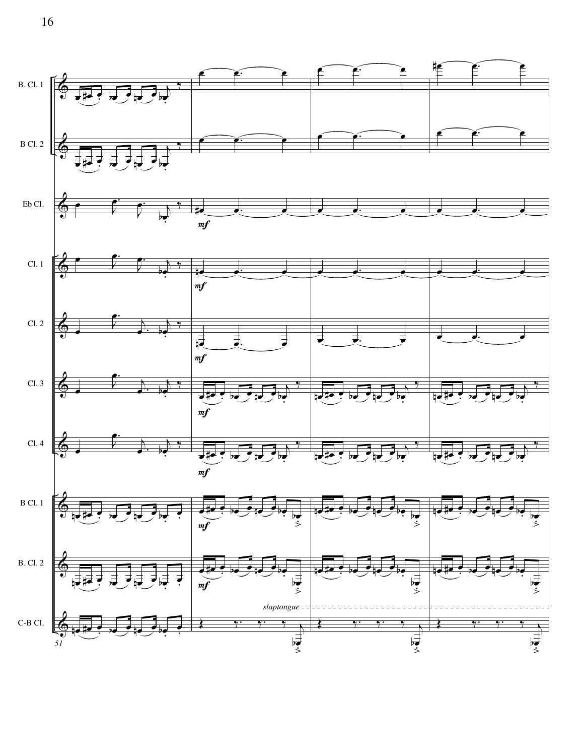B. Cl. 1

B Cl. 2

Eb Cl.

*mf*

Cl. 1

*mf*

Cl. 2

*mf*

Cl. 3

*mf*

Cl. 4

*mf*

B Cl. 1

*mf*

B. Cl. 2

*mf*

*slaptongue*

C-B Cl.

51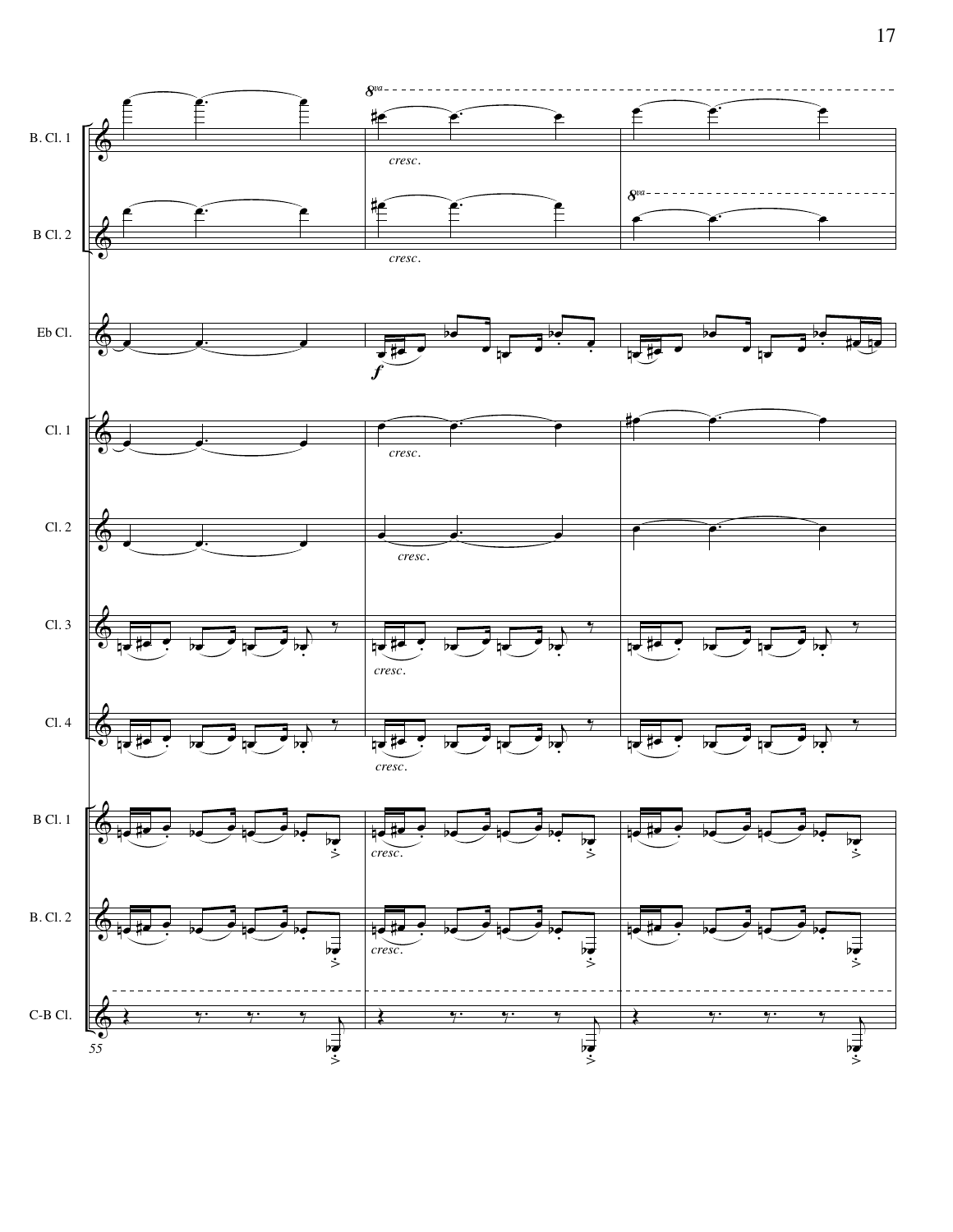B. Cl. 1

B Cl. 2

Eb Cl.

Cl. 1

Cl. 2

Cl. 3

Cl. 4

B Cl. 1

B. Cl. 2

C-B Cl.

*cresc.*

*f*

55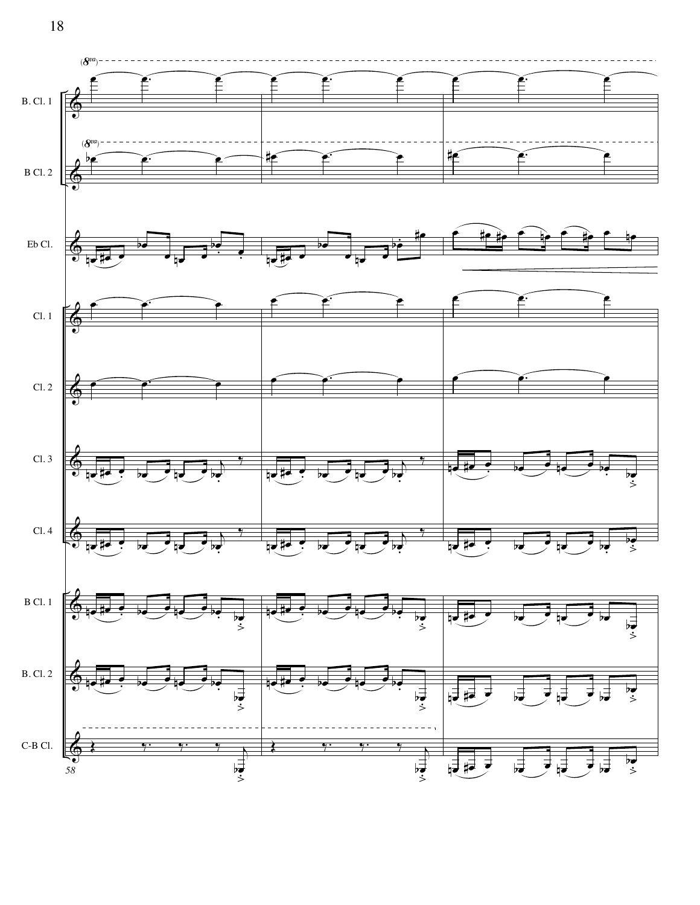B. Cl. 1

B Cl. 2

Eb Cl.

Cl. 1

Cl. 2

Cl. 3

Cl. 4

B Cl. 1

B. Cl. 2

C-B Cl.

58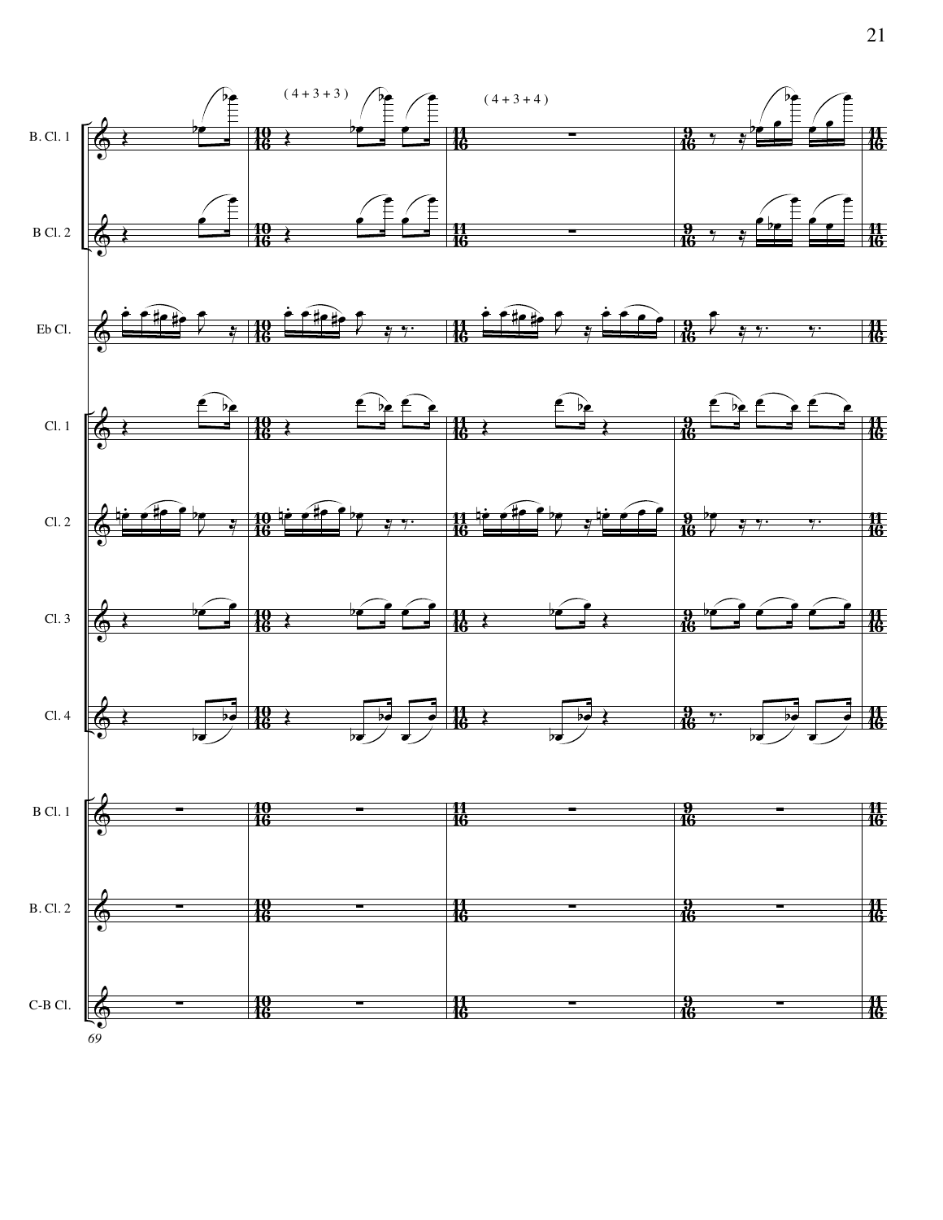( 4 + 3 + 3 )

( 4 + 3 + 4 )

B. Cl. 1

B Cl. 2

Eb Cl.

Cl. 1

Cl. 2

Cl. 3

Cl. 4

B Cl. 1

B. Cl. 2

C-B Cl.

69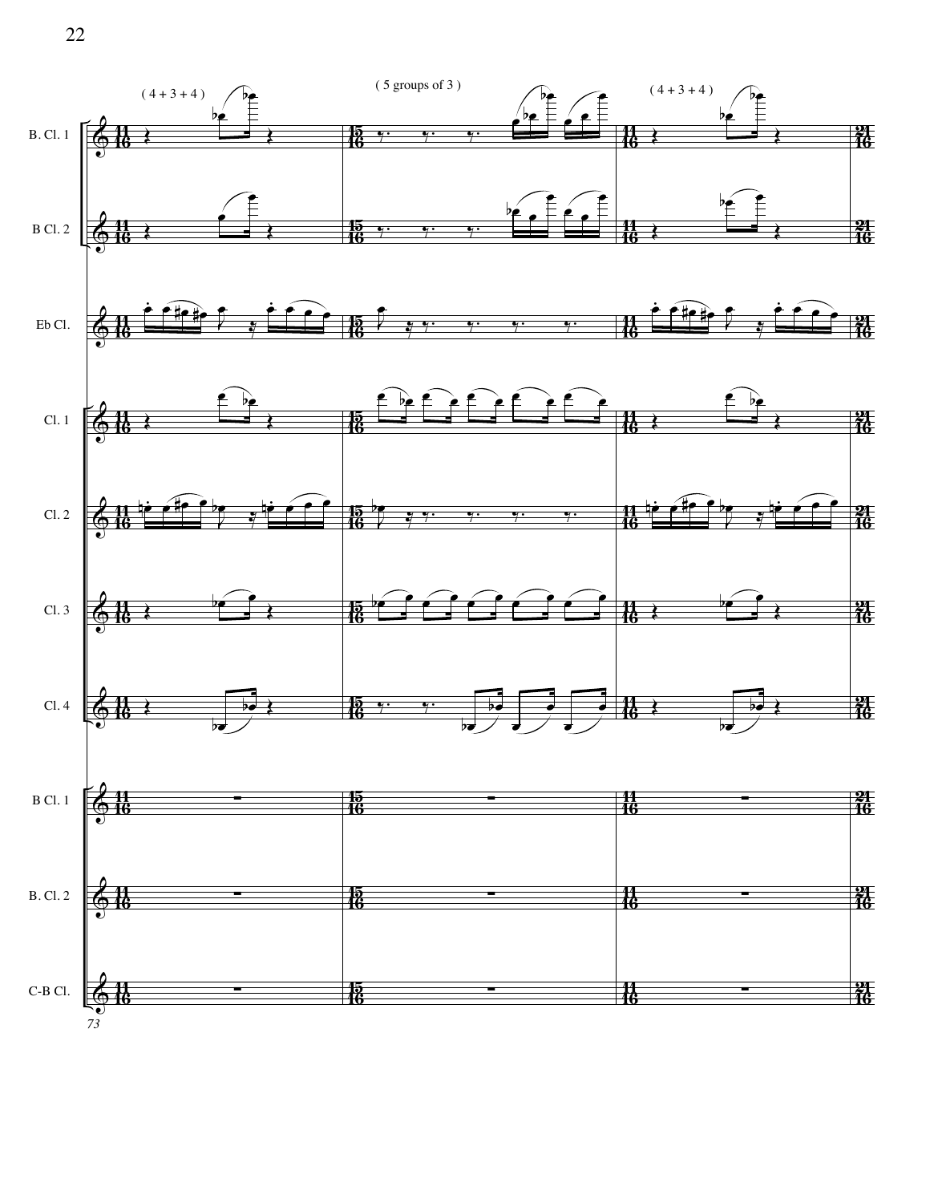( 4 + 3 + 4 )

( 5 groups of 3 )

( 4 + 3 + 4 )

B. Cl. 1

B Cl. 2

Eb Cl.

Cl. 1

Cl. 2

Cl. 3

Cl. 4

B Cl. 1

B. Cl. 2

C-B Cl.

73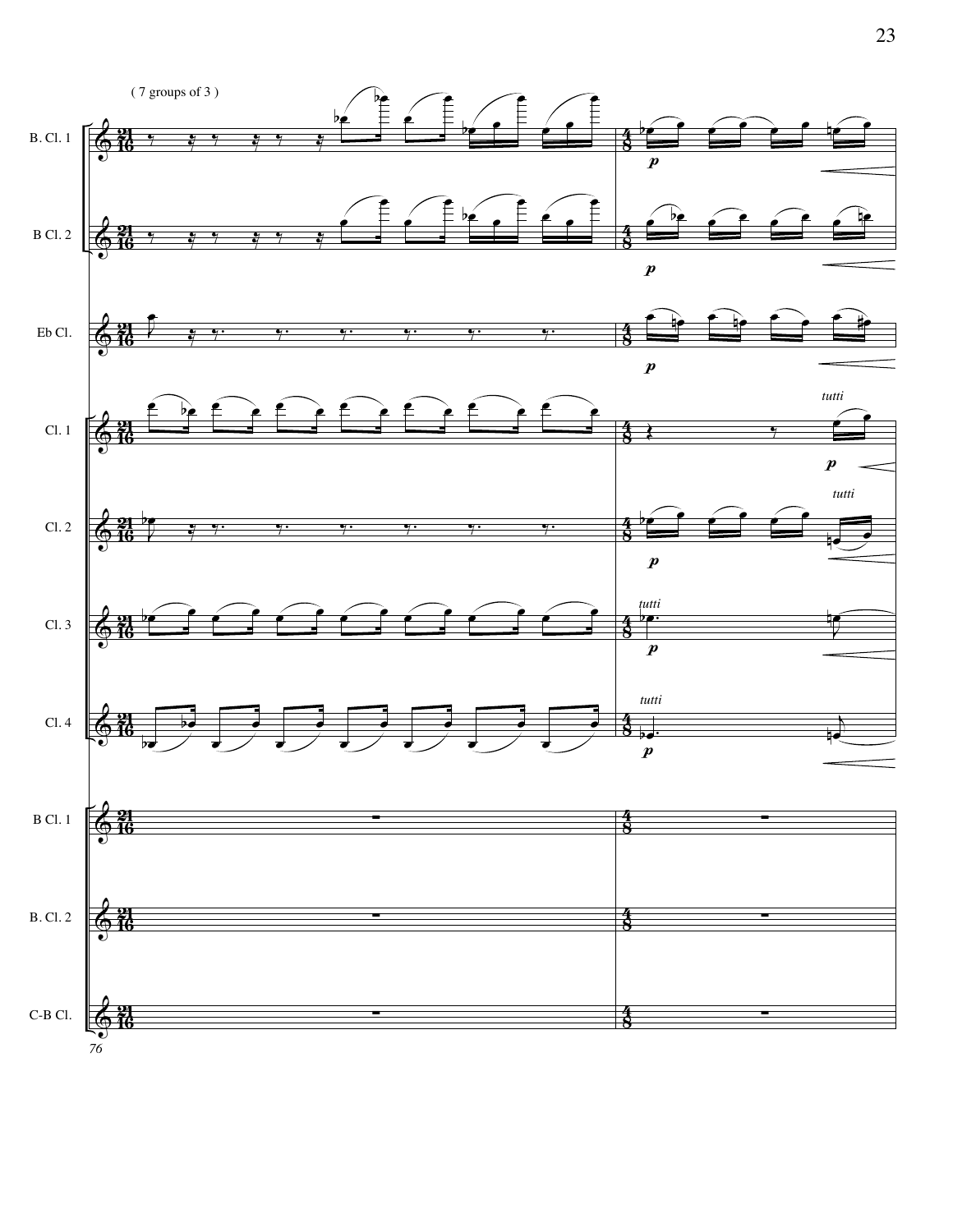( 7 groups of 3 )

B. Cl. 1

B Cl. 2

Eb Cl.

Cl. 1

Cl. 2

Cl. 3

Cl. 4

B Cl. 1

B. Cl. 2

C-B Cl.

*tutti*

*tutti*

*tutti*

*tutti*

***p***

76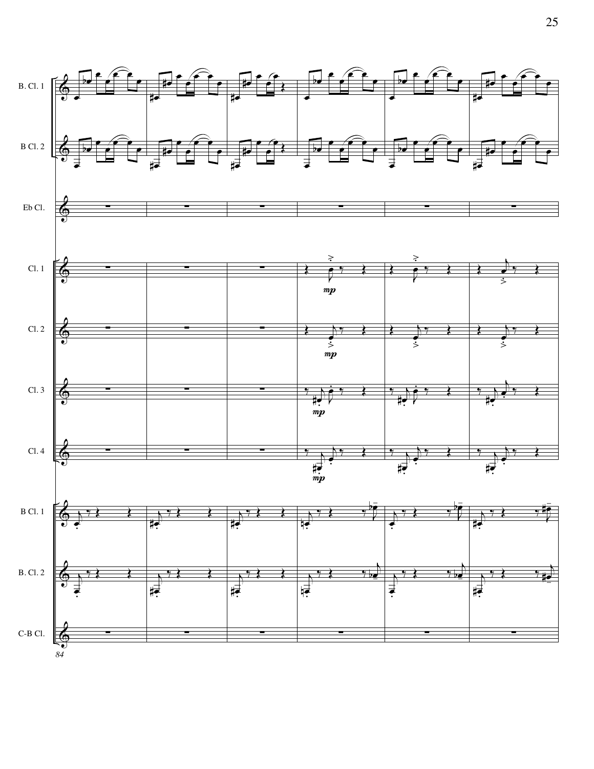B. Cl. 1

B Cl. 2

Eb Cl.

Cl. 1

Cl. 2

Cl. 3

Cl. 4

B Cl. 1

B. Cl. 2

C-B Cl.

*mp*

84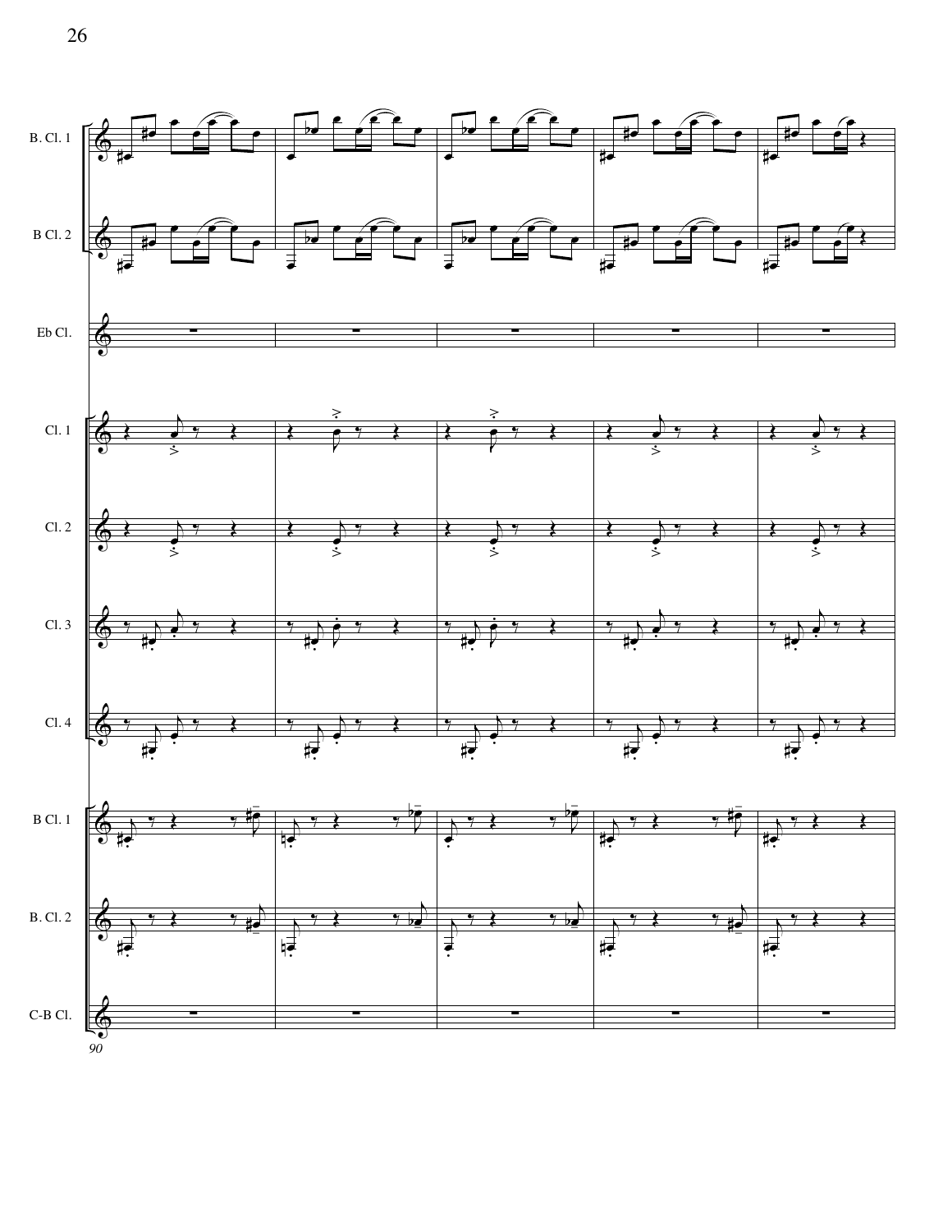B. Cl. 1

B Cl. 2

Eb Cl.

Cl. 1

Cl. 2

Cl. 3

Cl. 4

B Cl. 1

B. Cl. 2

C-B Cl.

90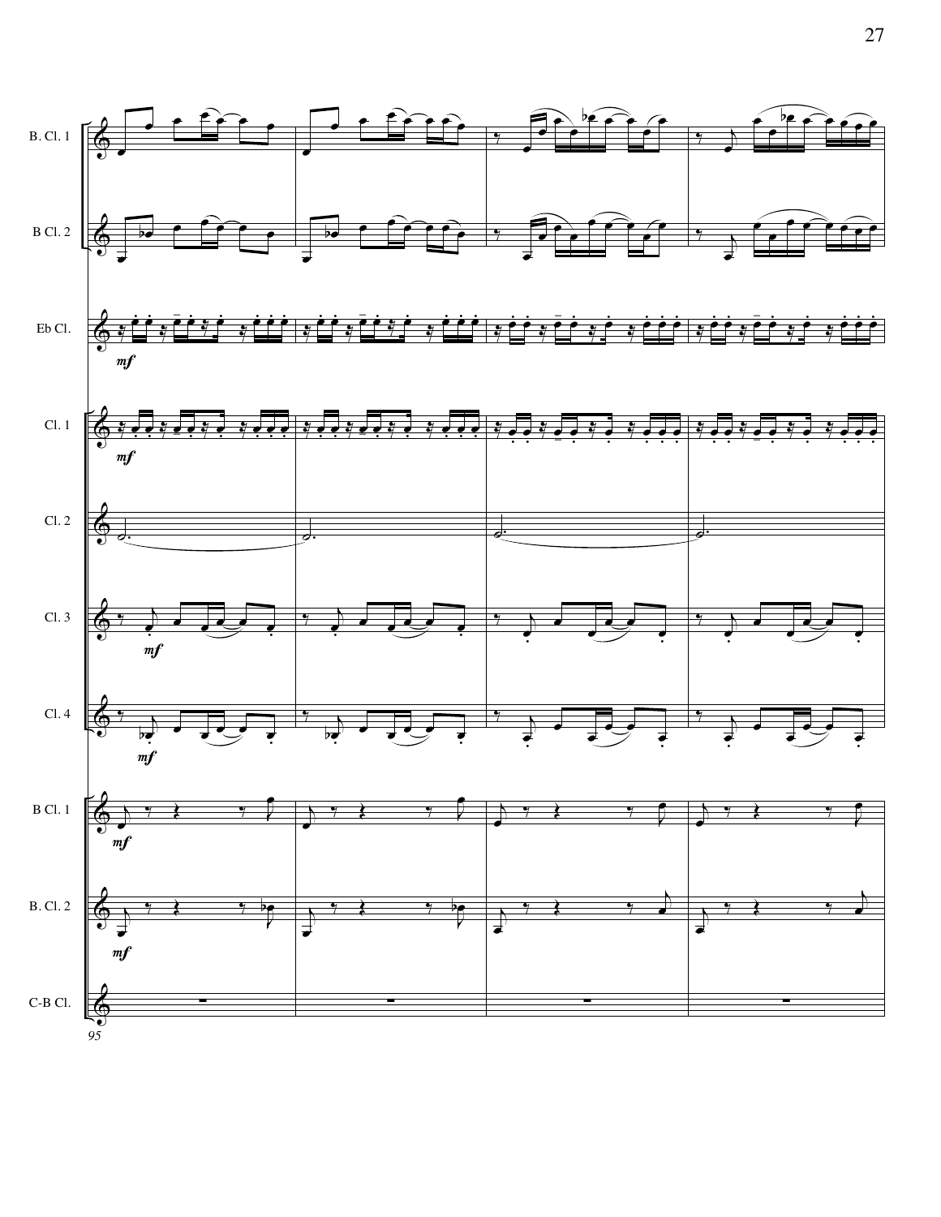B. Cl. 1

B Cl. 2

Eb Cl.

*mf*

Cl. 1

*mf*

Cl. 2

Cl. 3

*mf*

Cl. 4

*mf*

B Cl. 1

*mf*

B. Cl. 2

*mf*

C-B Cl.

95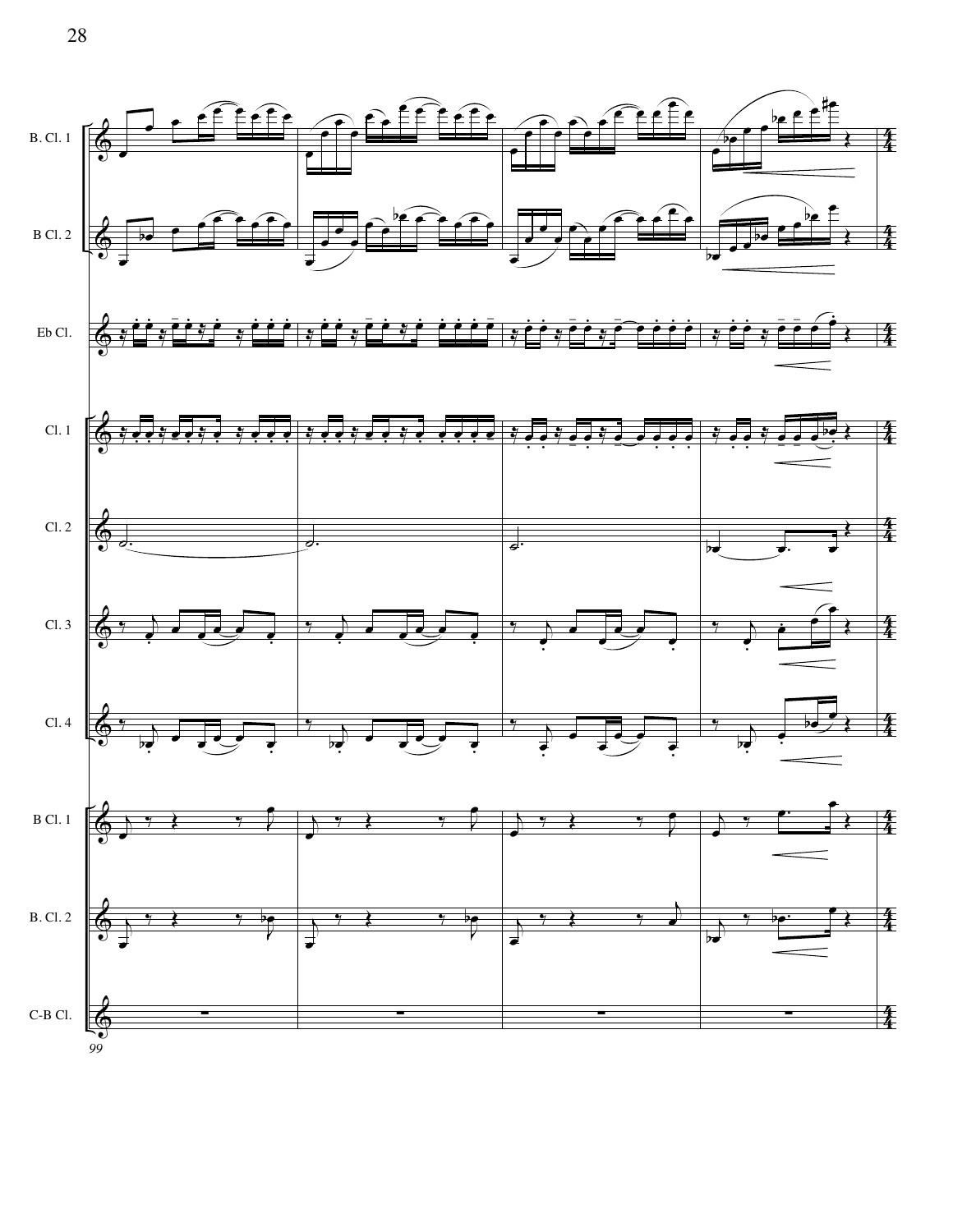B. Cl. 1

B Cl. 2

Eb Cl.

Cl. 1

Cl. 2

Cl. 3

Cl. 4

B Cl. 1

B. Cl. 2

C-B Cl.

*99*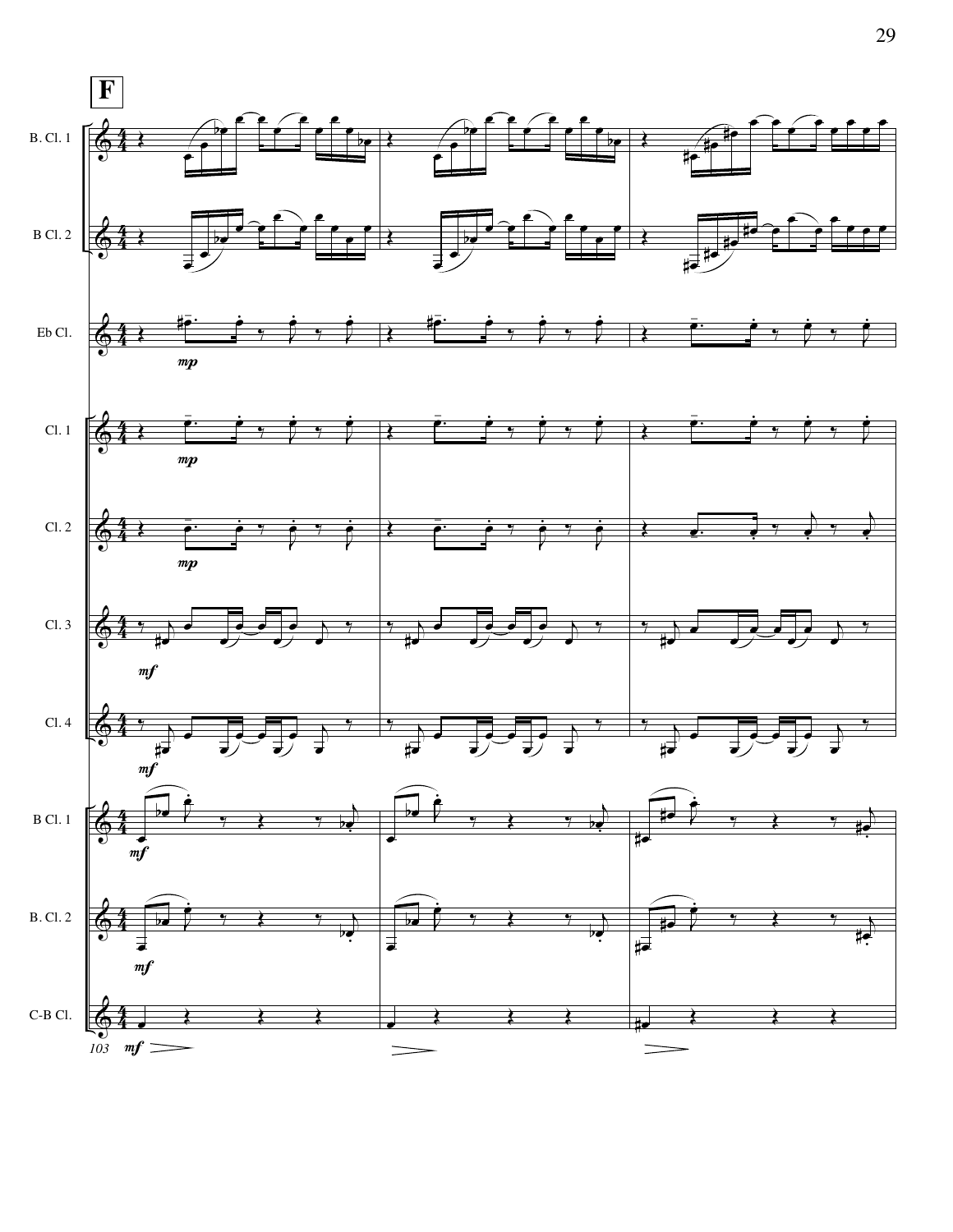**F**

B. Cl. 1

B Cl. 2

Eb Cl.

Cl. 1

Cl. 2

Cl. 3

Cl. 4

B Cl. 1

B. Cl. 2

C-B Cl.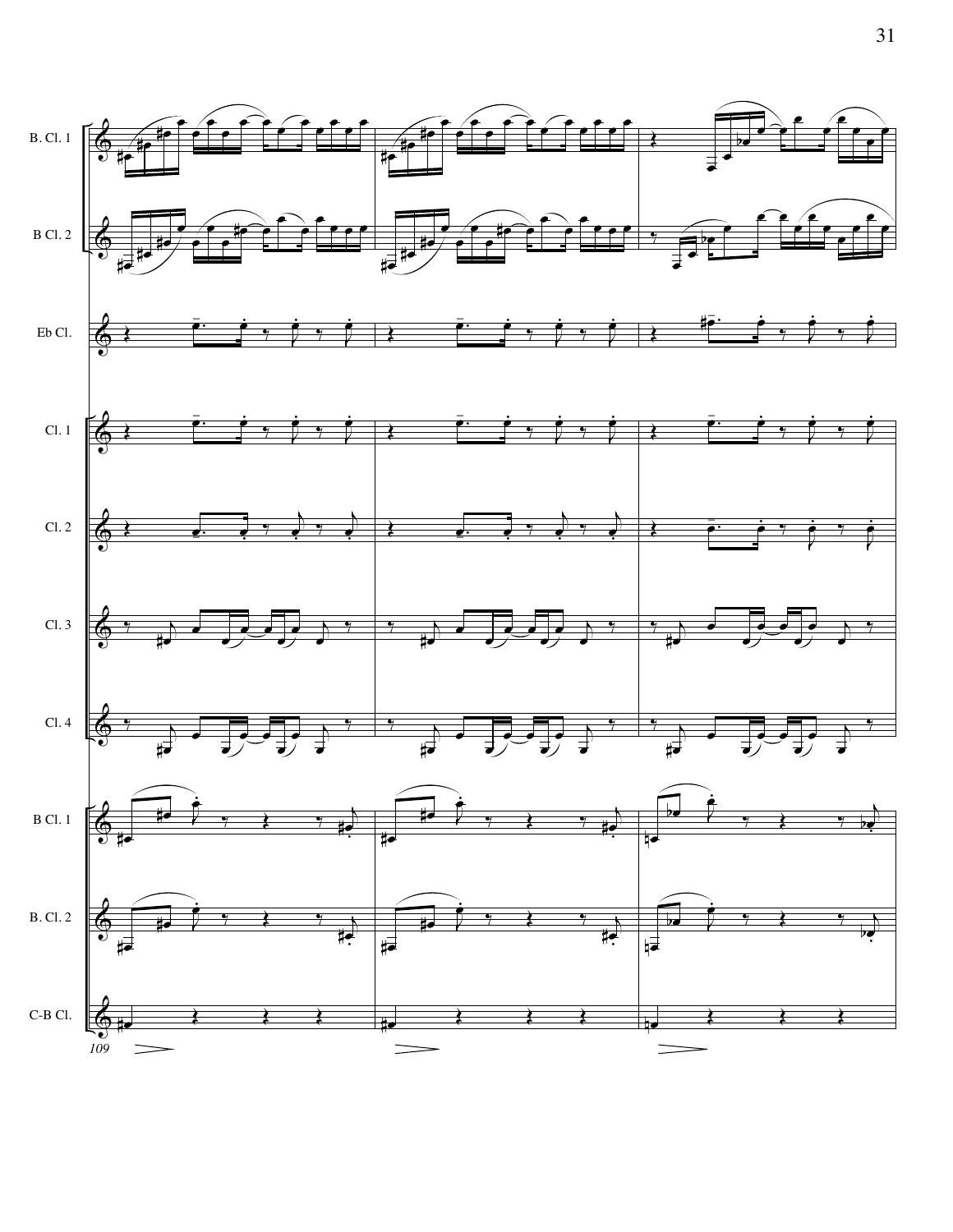B. Cl. 1

B Cl. 2

Eb Cl.

Cl. 1

Cl. 2

Cl. 3

Cl. 4

B Cl. 1

B. Cl. 2

C-B Cl.

*109*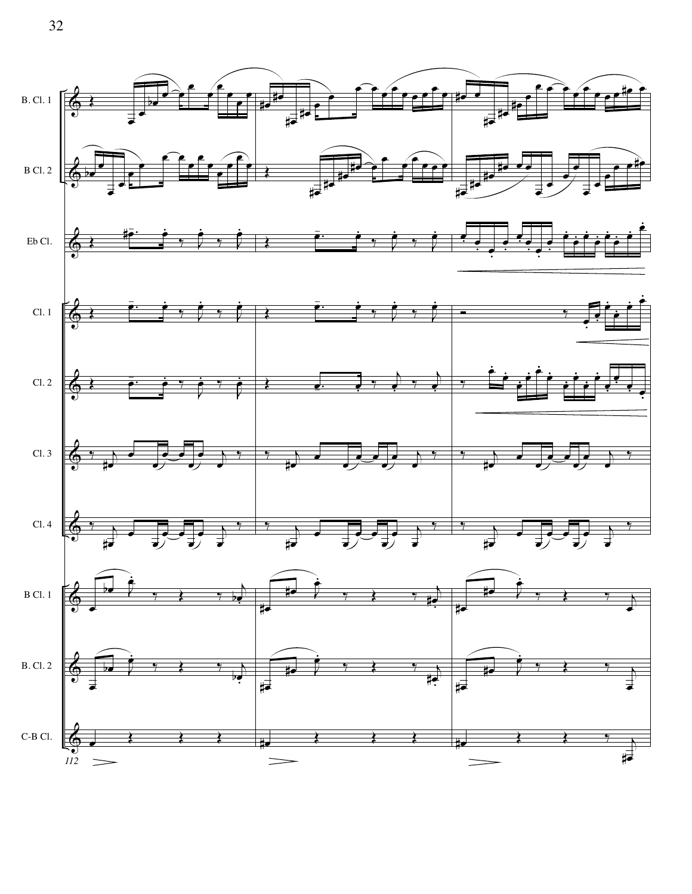B. Cl. 1

B Cl. 2

Eb Cl.

Cl. 1

Cl. 2

Cl. 3

Cl. 4

B Cl. 1

B. Cl. 2

C-B Cl.

*112*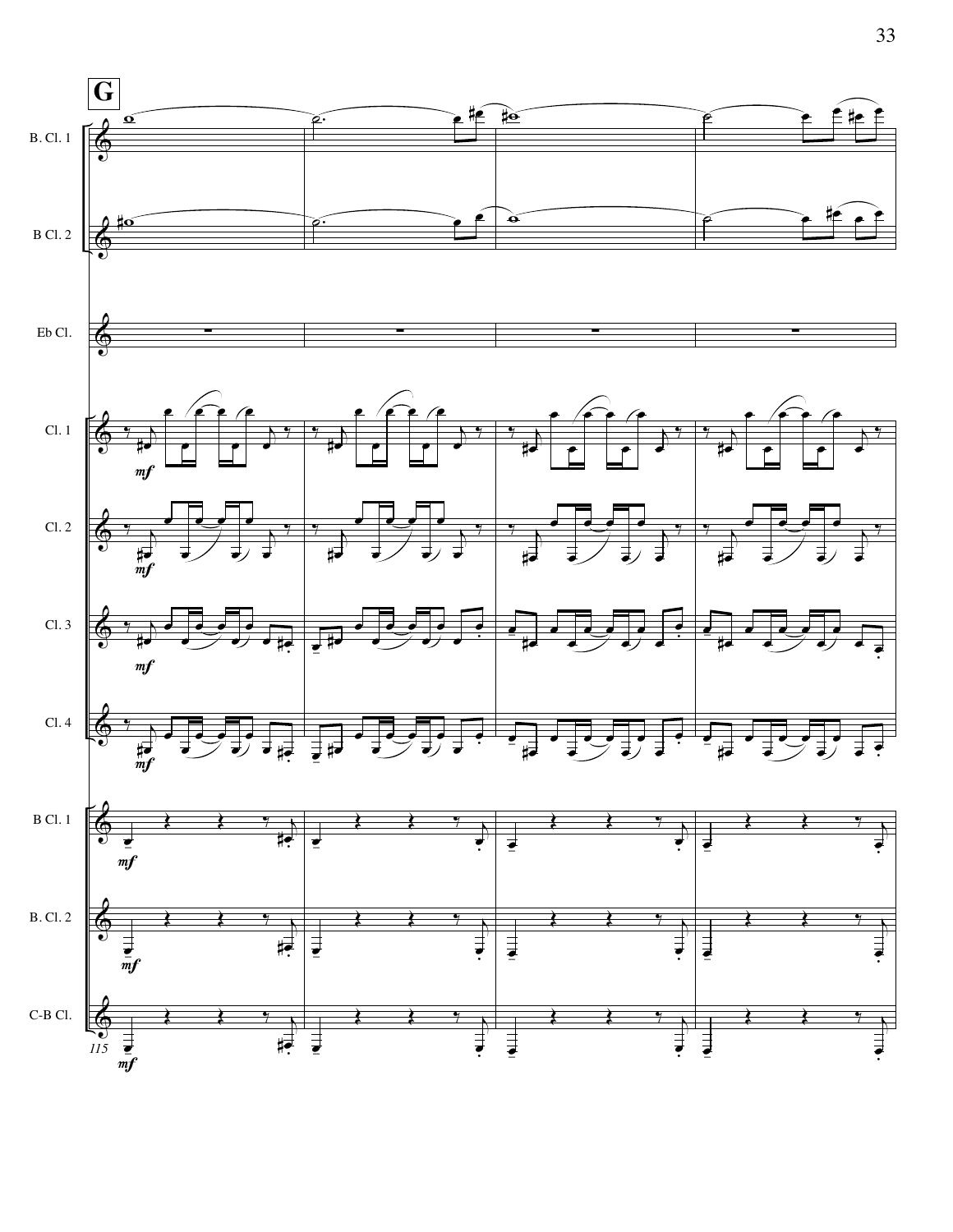**G**

B. Cl. 1

B Cl. 2

Eb Cl.

Cl. 1

Cl. 2

Cl. 3

Cl. 4

B Cl. 1

B. Cl. 2

C-B Cl.

*mf*

115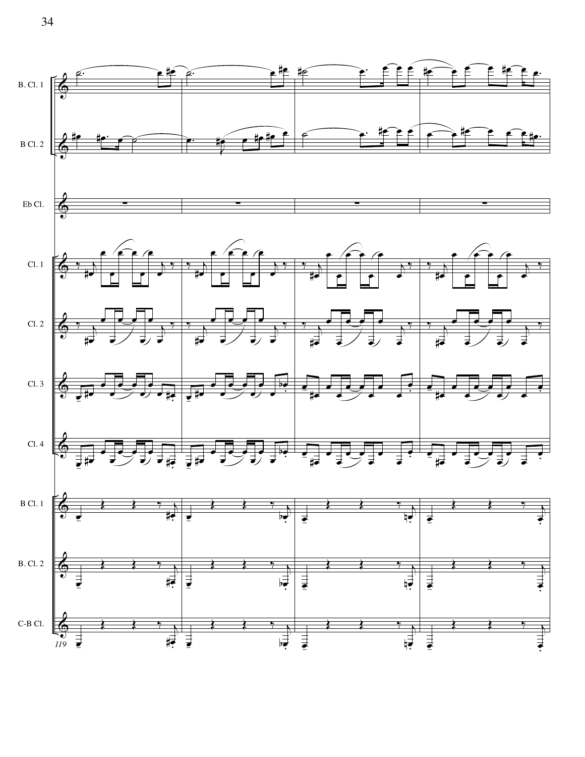B. Cl. 1

B Cl. 2

Eb Cl.

Cl. 1

Cl. 2

Cl. 3

Cl. 4

B Cl. 1

B. Cl. 2

C-B Cl.

*119*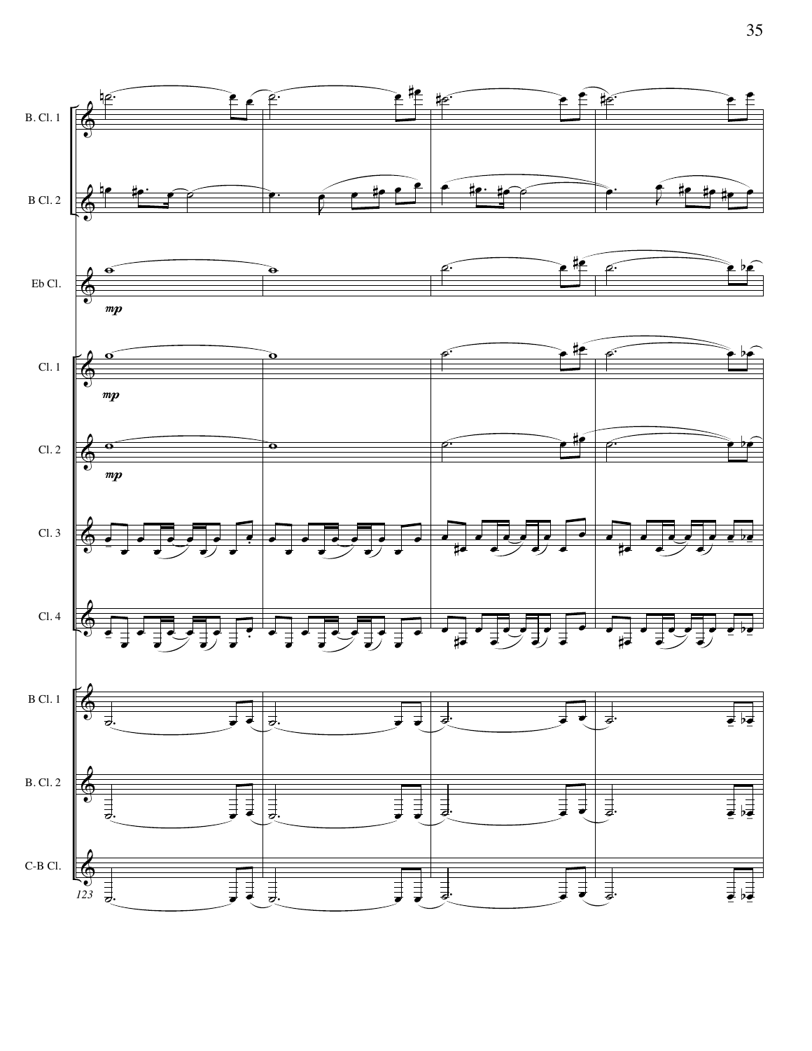B. Cl. 1

B Cl. 2

Eb Cl.

*mp*

Cl. 1

*mp*

Cl. 2

*mp*

Cl. 3

Cl. 4

B Cl. 1

B. Cl. 2

C-B Cl.

123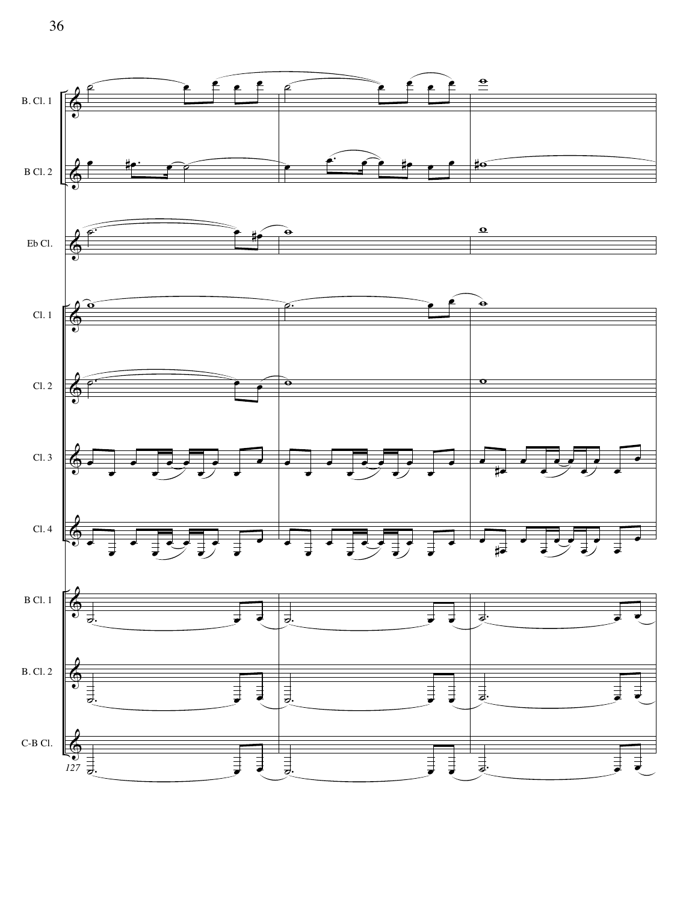B. Cl. 1

B Cl. 2

Eb Cl.

Cl. 1

Cl. 2

Cl. 3

Cl. 4

B Cl. 1

B. Cl. 2

C-B Cl.

127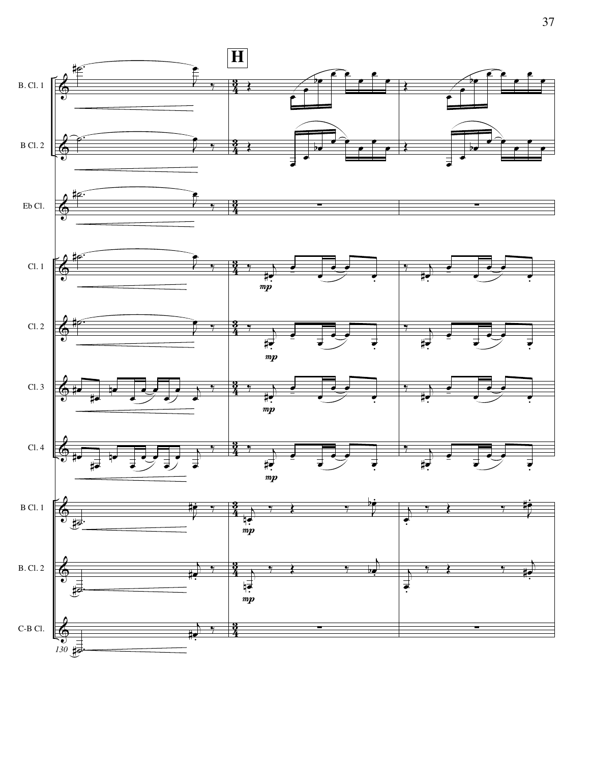**H**

B. Cl. 1

B Cl. 2

Eb Cl.

Cl. 1

Cl. 2

Cl. 3

Cl. 4

B Cl. 1

B. Cl. 2

C-B Cl.

*mp*

130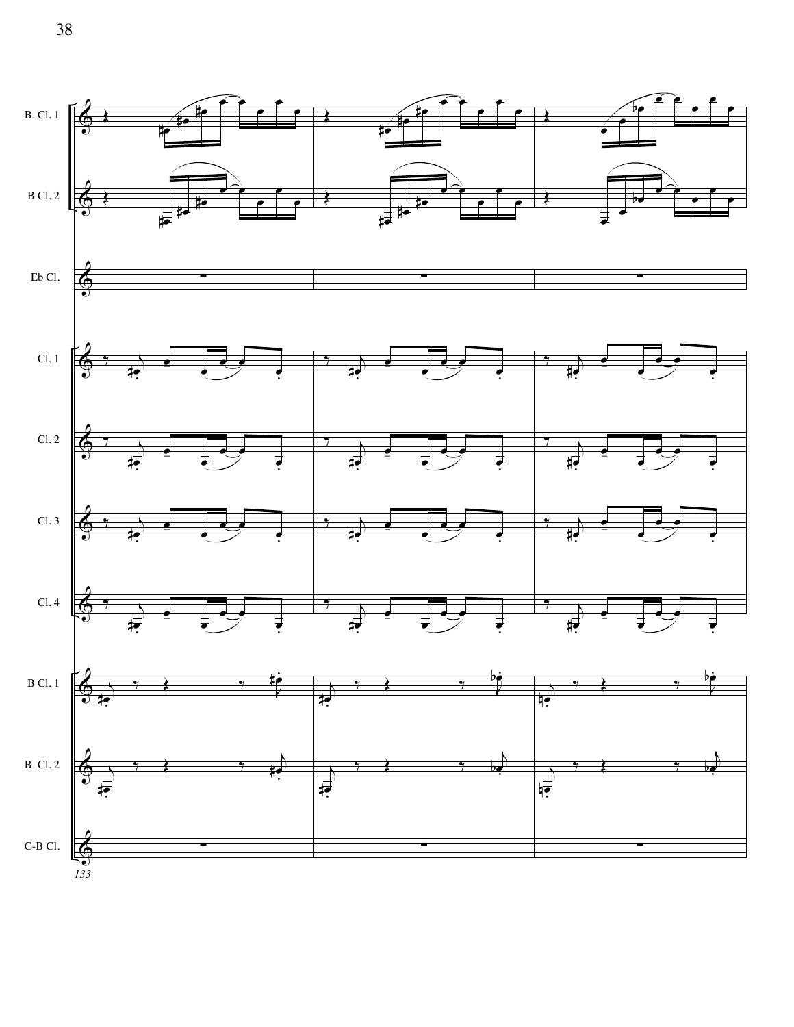B. Cl. 1

B Cl. 2

Eb Cl.

Cl. 1

Cl. 2

Cl. 3

Cl. 4

B Cl. 1

B. Cl. 2

C-B Cl.

*133*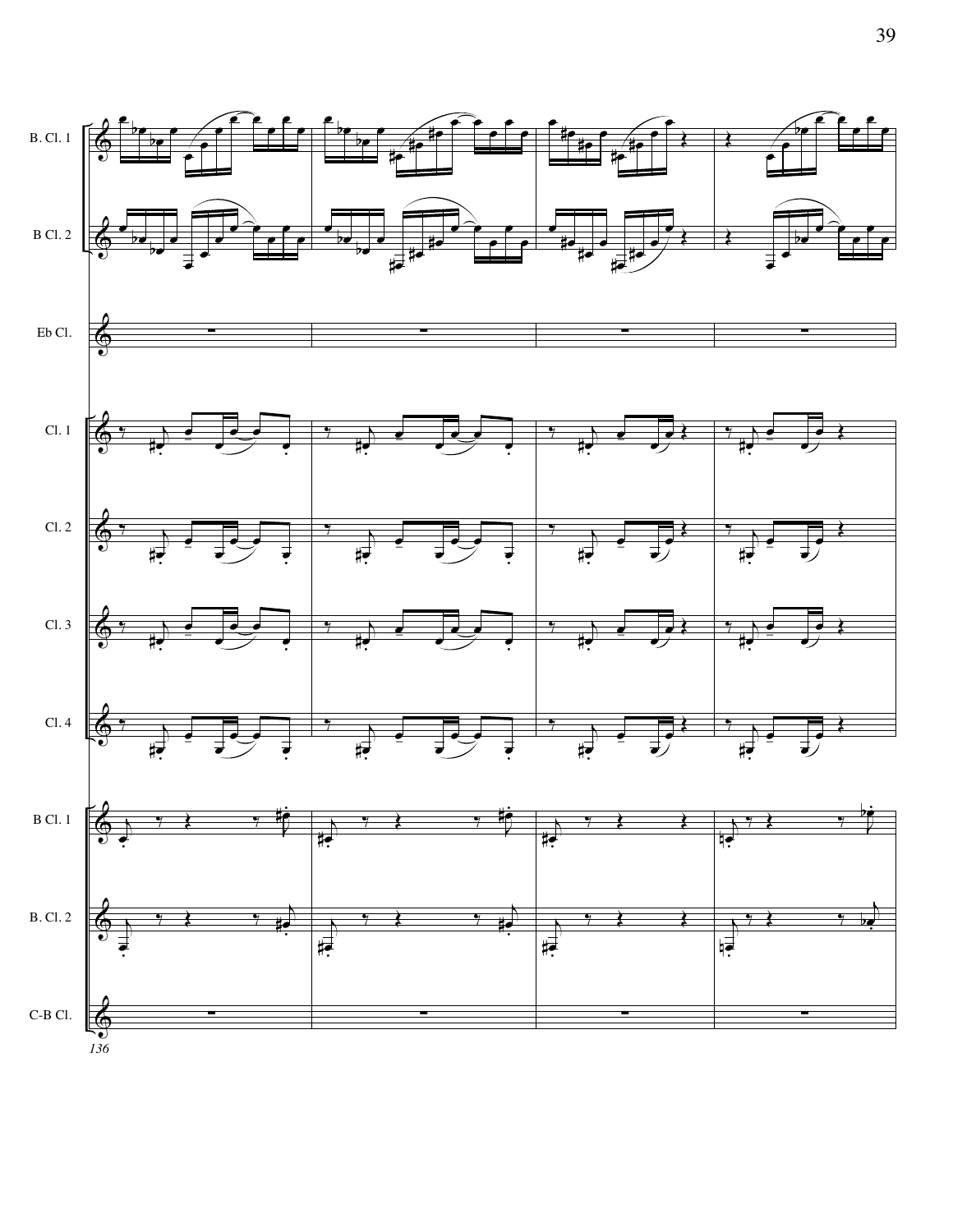B. Cl. 1

B Cl. 2

Eb Cl.

Cl. 1

Cl. 2

Cl. 3

Cl. 4

B Cl. 1

B. Cl. 2

C-B Cl.

*136*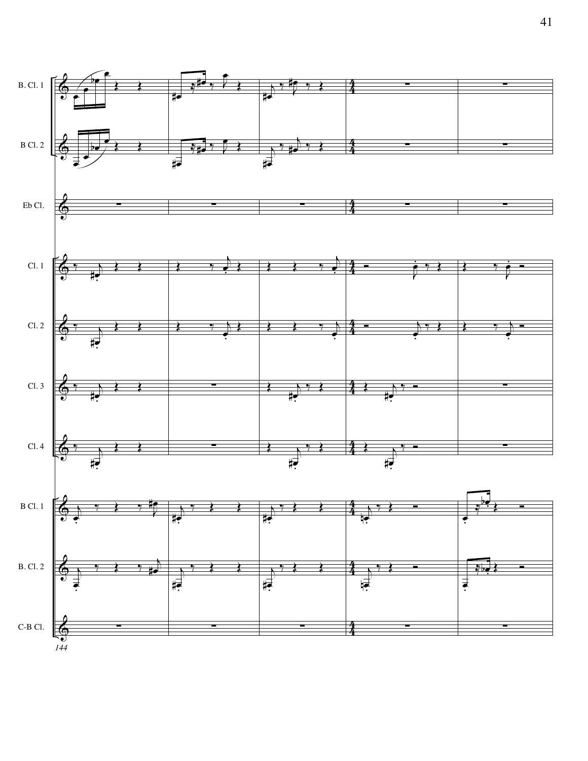B. Cl. 1

B Cl. 2

Eb Cl.

Cl. 1

Cl. 2

Cl. 3

Cl. 4

B Cl. 1

B. Cl. 2

C-B Cl.

*144*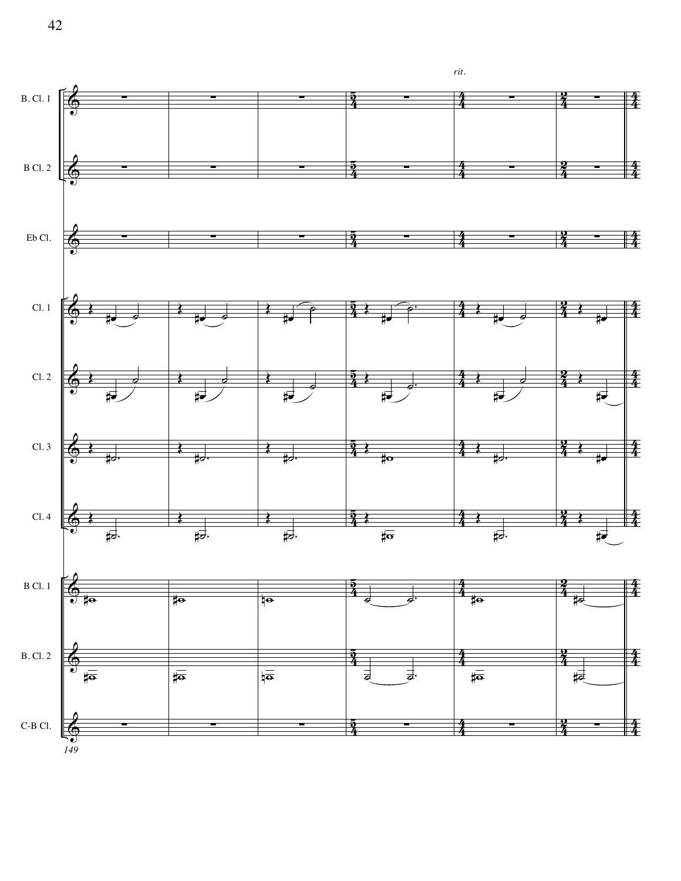*rit.*

B. Cl. 1

B Cl. 2

Eb Cl.

Cl. 1

Cl. 2

Cl. 3

Cl. 4

B Cl. 1

B. Cl. 2

C-B Cl.

*149*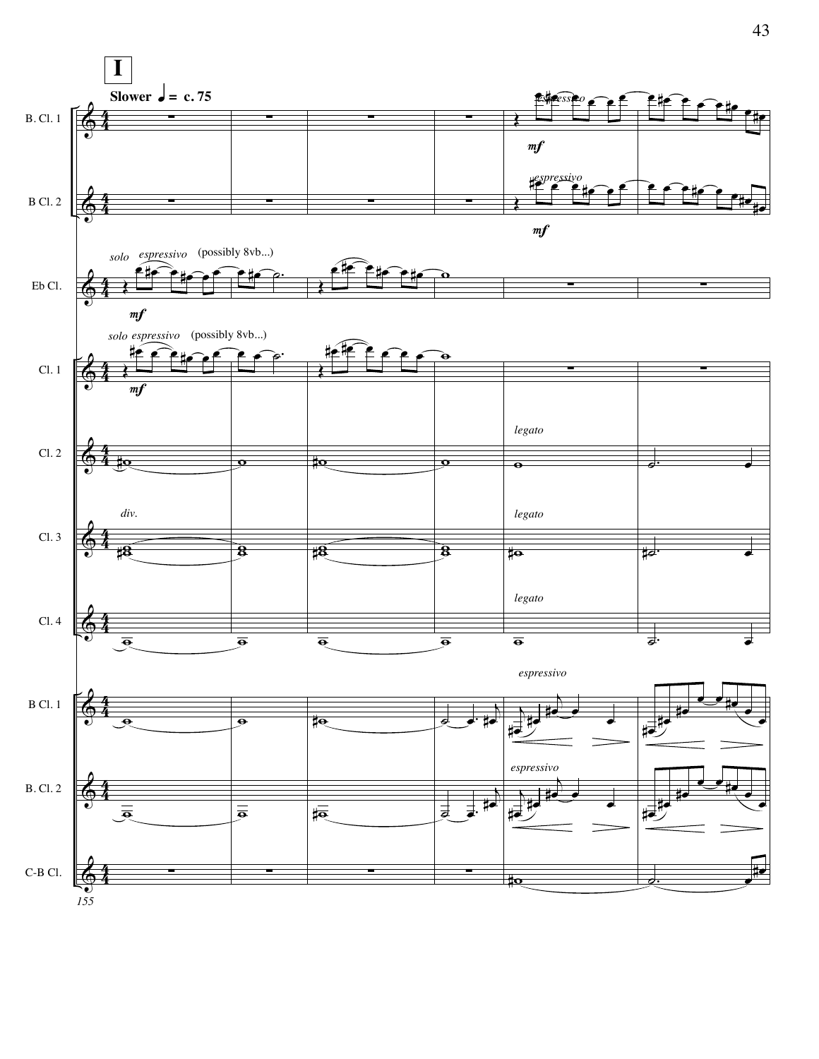**I**

**Slower ♩ = c. 75**

B. Cl. 1 — *espressivo* *mf*

B Cl. 2 — *espressivo* *mf*

Eb Cl. — *solo* *espressivo* (possibly 8vb...) *mf*

Cl. 1 — *solo* *espressivo* (possibly 8vb...) *mf*

Cl. 2 — *legato*

Cl. 3 — *div.* *legato*

Cl. 4 — *legato*

B Cl. 1 — *espressivo*

B. Cl. 2 — *espressivo*

C-B Cl.

*155*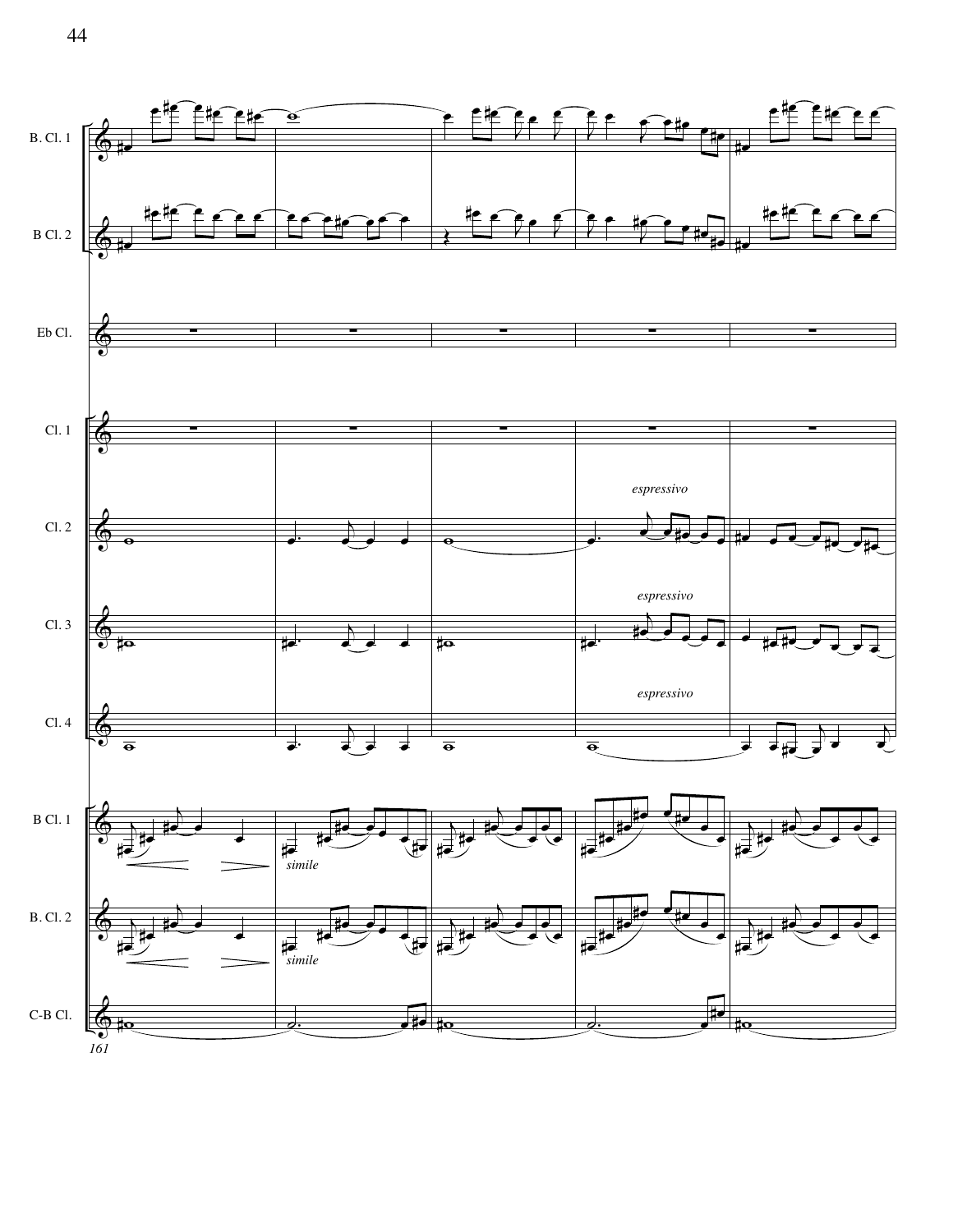B. Cl. 1

B Cl. 2

Eb Cl.

Cl. 1

Cl. 2

*espressivo*

Cl. 3

*espressivo*

Cl. 4

*espressivo*

B Cl. 1

*simile*

B. Cl. 2

*simile*

C-B Cl.

161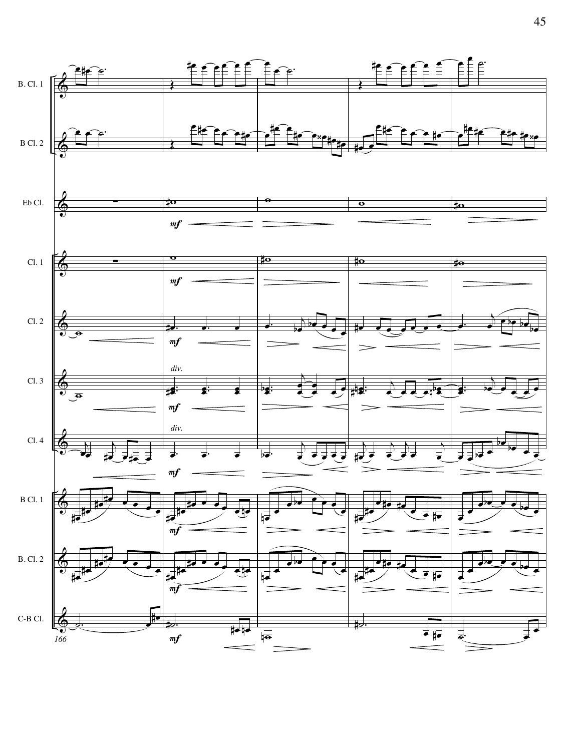B. Cl. 1

B Cl. 2

Eb Cl.

Cl. 1

Cl. 2

Cl. 3

Cl. 4

B Cl. 1

B. Cl. 2

C-B Cl.

*mf*

*div.*

166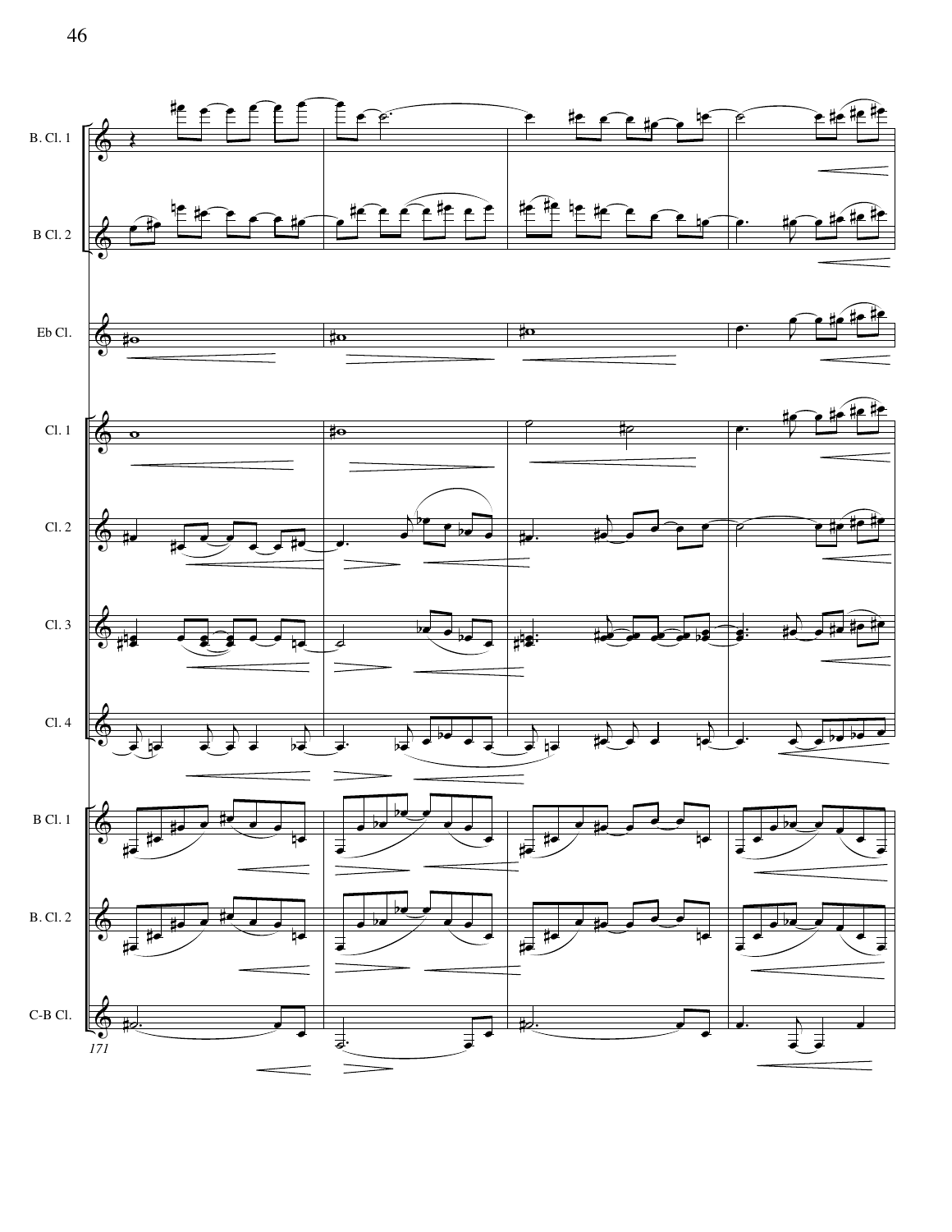B. Cl. 1

B Cl. 2

Eb Cl.

Cl. 1

Cl. 2

Cl. 3

Cl. 4

B Cl. 1

B. Cl. 2

C-B Cl.

*171*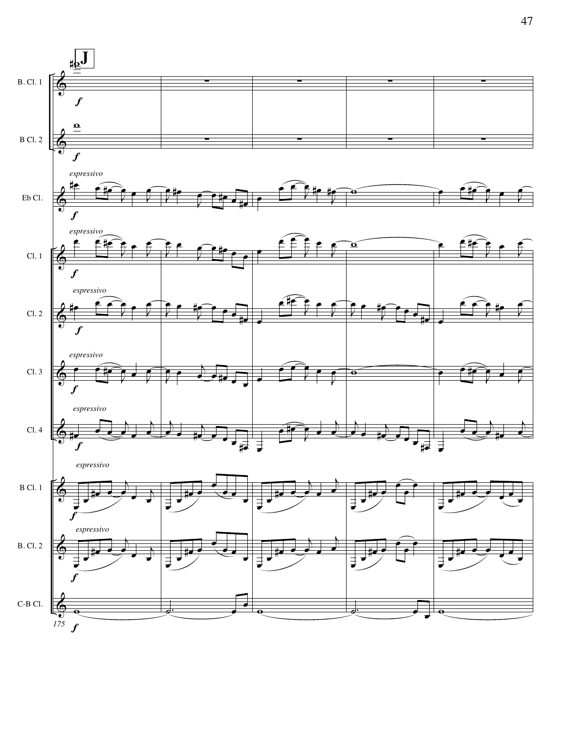**J**

B. Cl. 1

B Cl. 2

Eb Cl. — *espressivo* — *f*

Cl. 1 — *espressivo* — *f*

Cl. 2 — *espressivo* — *f*

Cl. 3 — *espressivo* — *f*

Cl. 4 — *espressivo* — *f*

B Cl. 1 — *espressivo* — *f*

B. Cl. 2 — *espressivo* — *f*

C-B Cl. — *f*

175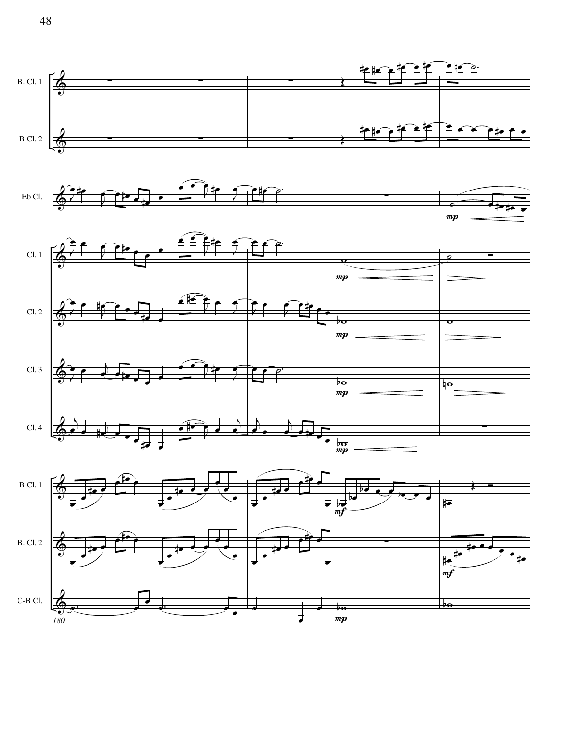B. Cl. 1

B Cl. 2

Eb Cl.

Cl. 1

Cl. 2

Cl. 3

Cl. 4

B Cl. 1

B. Cl. 2

C-B Cl.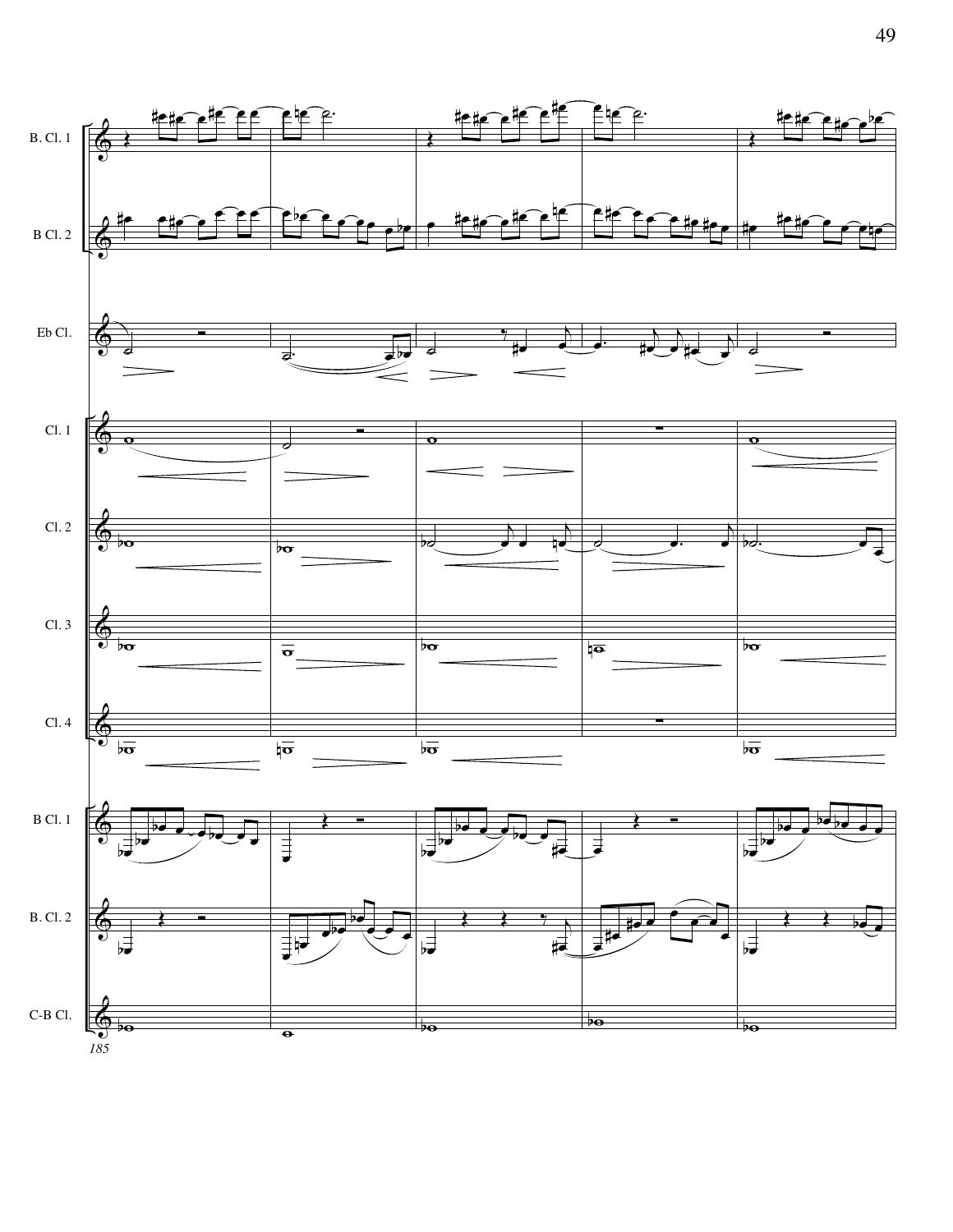B. Cl. 1

B Cl. 2

Eb Cl.

Cl. 1

Cl. 2

Cl. 3

Cl. 4

B Cl. 1

B. Cl. 2

C-B Cl.

185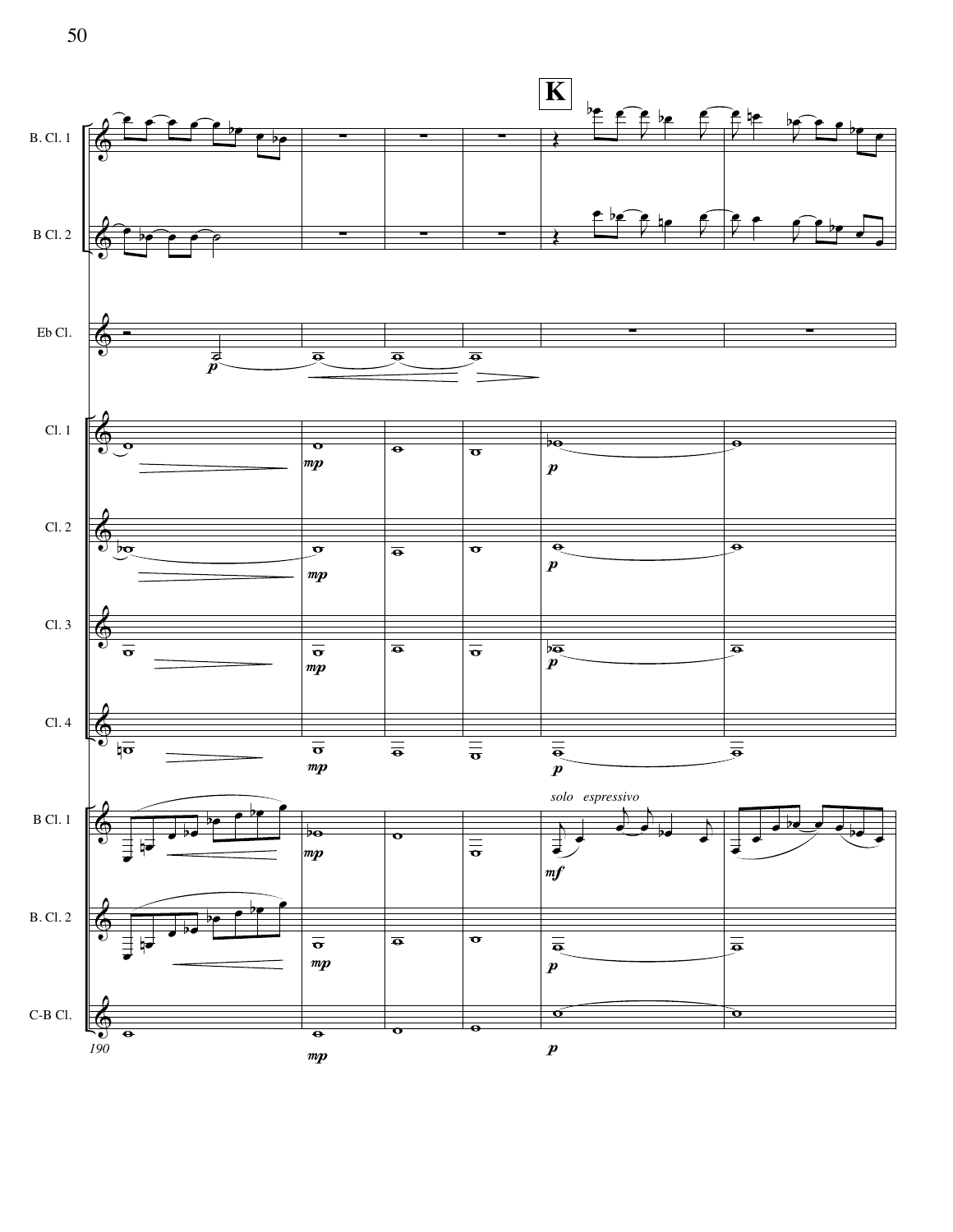**K**

B. Cl. 1

B Cl. 2

Eb Cl.

Cl. 1

Cl. 2

Cl. 3

Cl. 4

B Cl. 1

*solo espressivo*

B. Cl. 2

C-B Cl.

190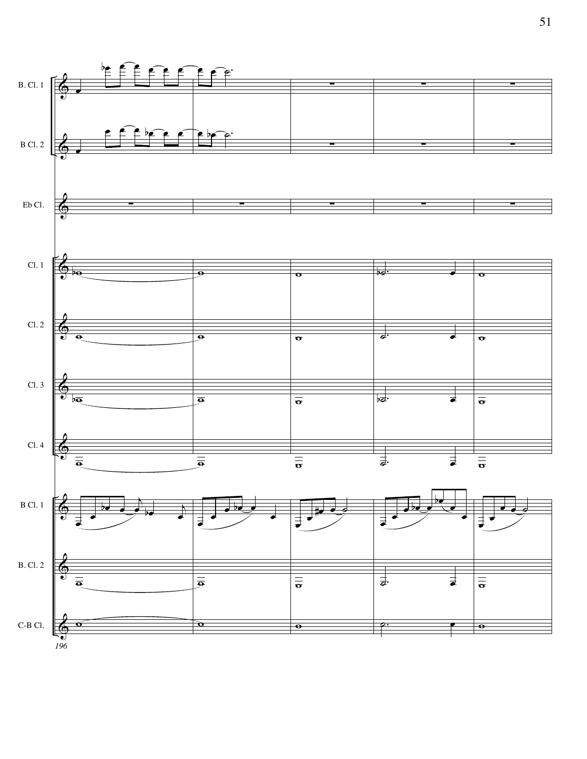B. Cl. 1

B Cl. 2

Eb Cl.

Cl. 1

Cl. 2

Cl. 3

Cl. 4

B Cl. 1

B. Cl. 2

C-B Cl.

*196*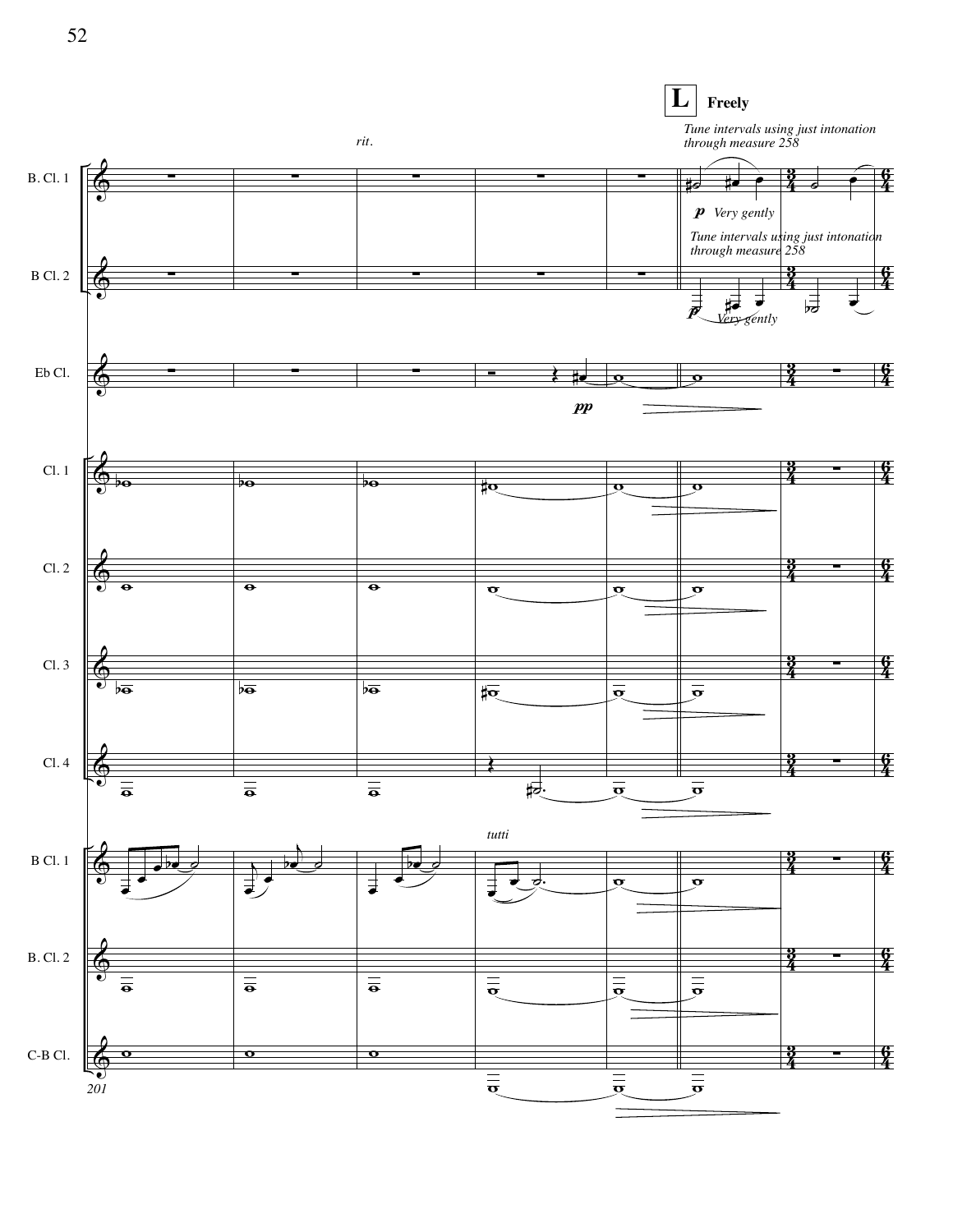**L** **Freely**

*rit.*

*Tune intervals using just intonation through measure 258*

B. Cl. 1 — ***p*** *Very gently*

*Tune intervals using just intonation through measure 258*

B Cl. 2 — ***p*** *Very gently*

Eb Cl. — ***pp***

Cl. 1

Cl. 2

Cl. 3

Cl. 4

B Cl. 1 — *tutti*

B. Cl. 2

C-B Cl.

201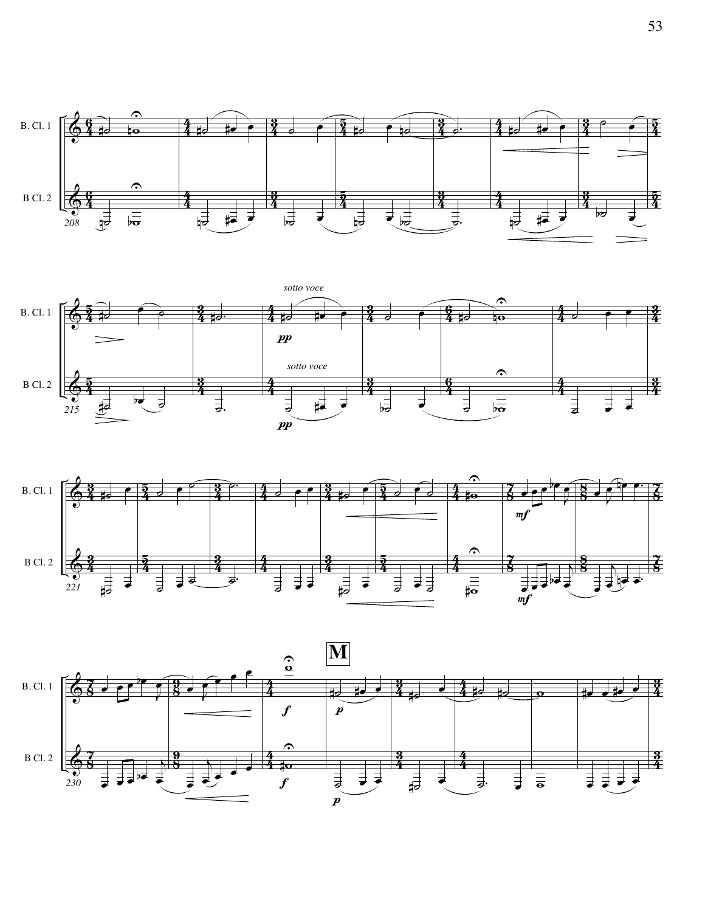B. Cl. 1

B Cl. 2

*sotto voce*

**M**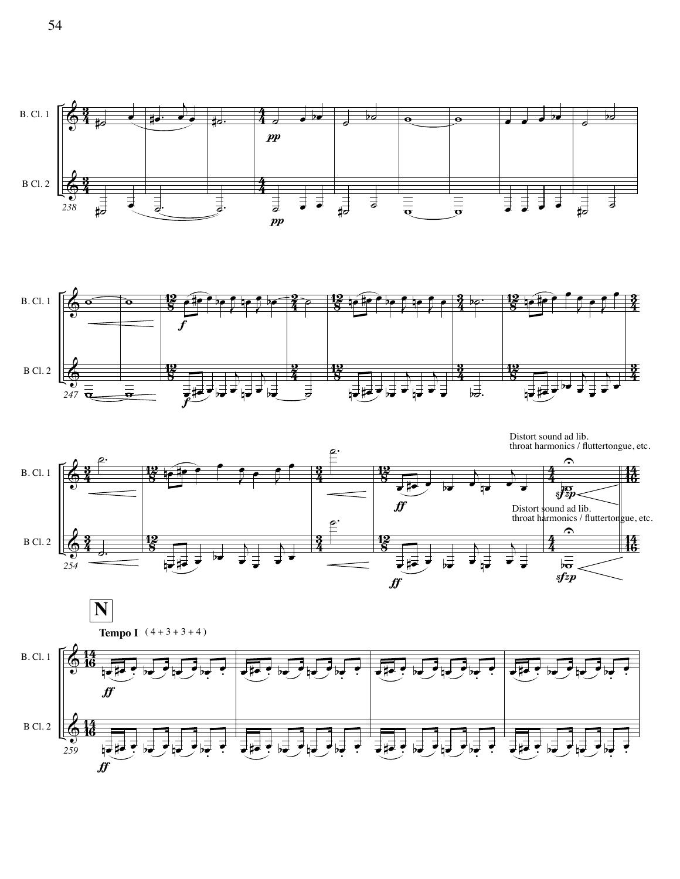B. Cl. 1

B Cl. 2

B. Cl. 1

B Cl. 2

Distort sound ad lib.
throat harmonics / fluttertongue, etc.

B. Cl. 1

Distort sound ad lib.
throat harmonics / fluttertongue, etc.

B Cl. 2

**N**

**Tempo I** ( 4 + 3 + 3 + 4 )

B. Cl. 1

B Cl. 2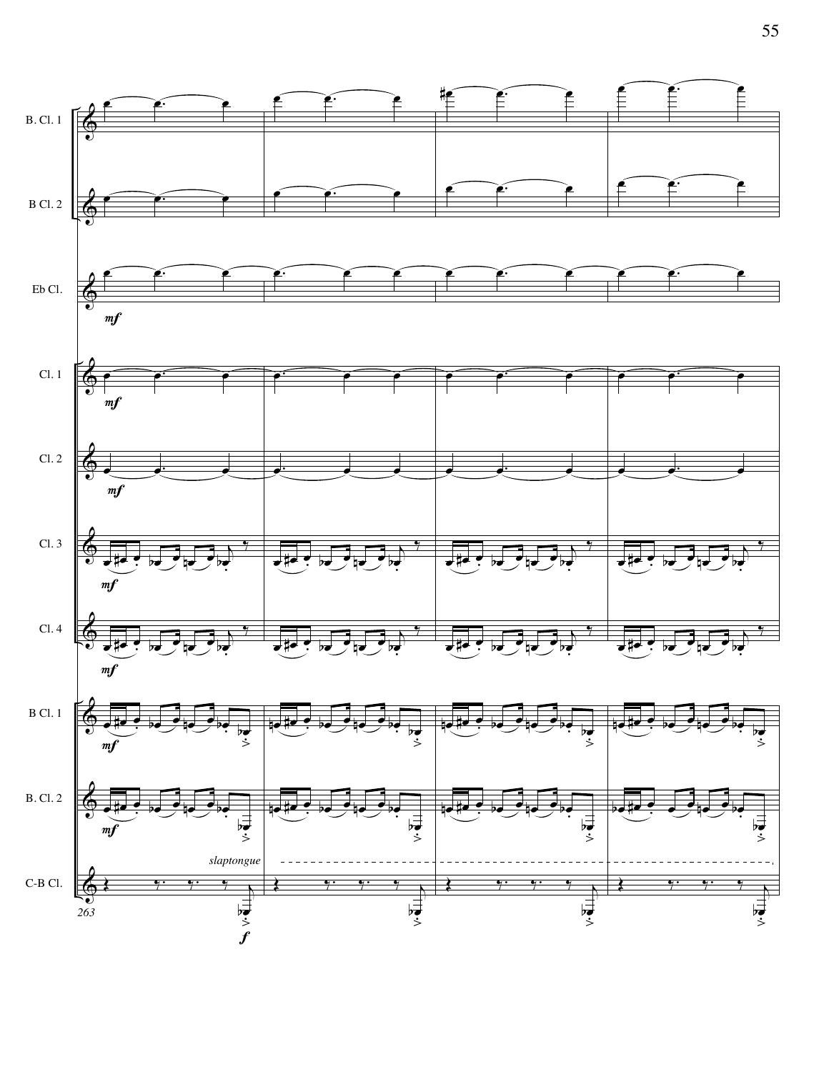B. Cl. 1

B Cl. 2

Eb Cl.

Cl. 1

Cl. 2

Cl. 3

Cl. 4

B Cl. 1

B. Cl. 2

C-B Cl.

*mf*

*f*

*slaptongue*

263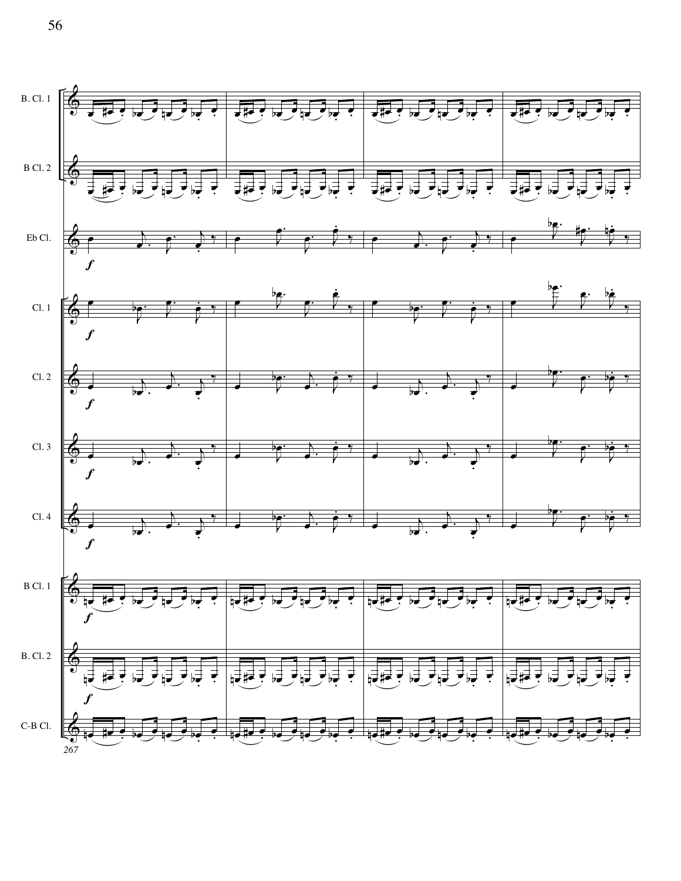B. Cl. 1

B Cl. 2

Eb Cl.

Cl. 1

Cl. 2

Cl. 3

Cl. 4

B Cl. 1

B. Cl. 2

C-B Cl.

267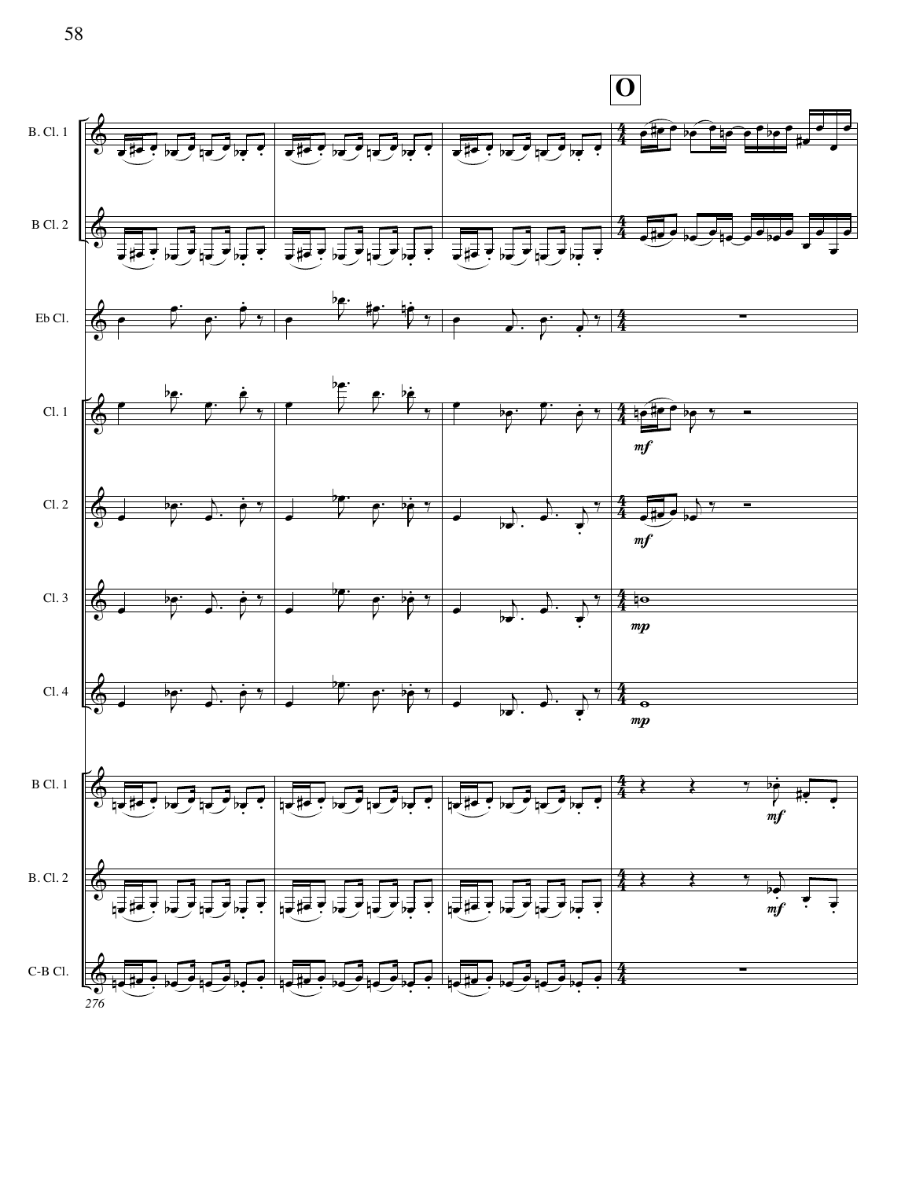**O**

B. Cl. 1

B Cl. 2

Eb Cl.

Cl. 1

Cl. 2

Cl. 3

Cl. 4

B Cl. 1

B. Cl. 2

C-B Cl.

276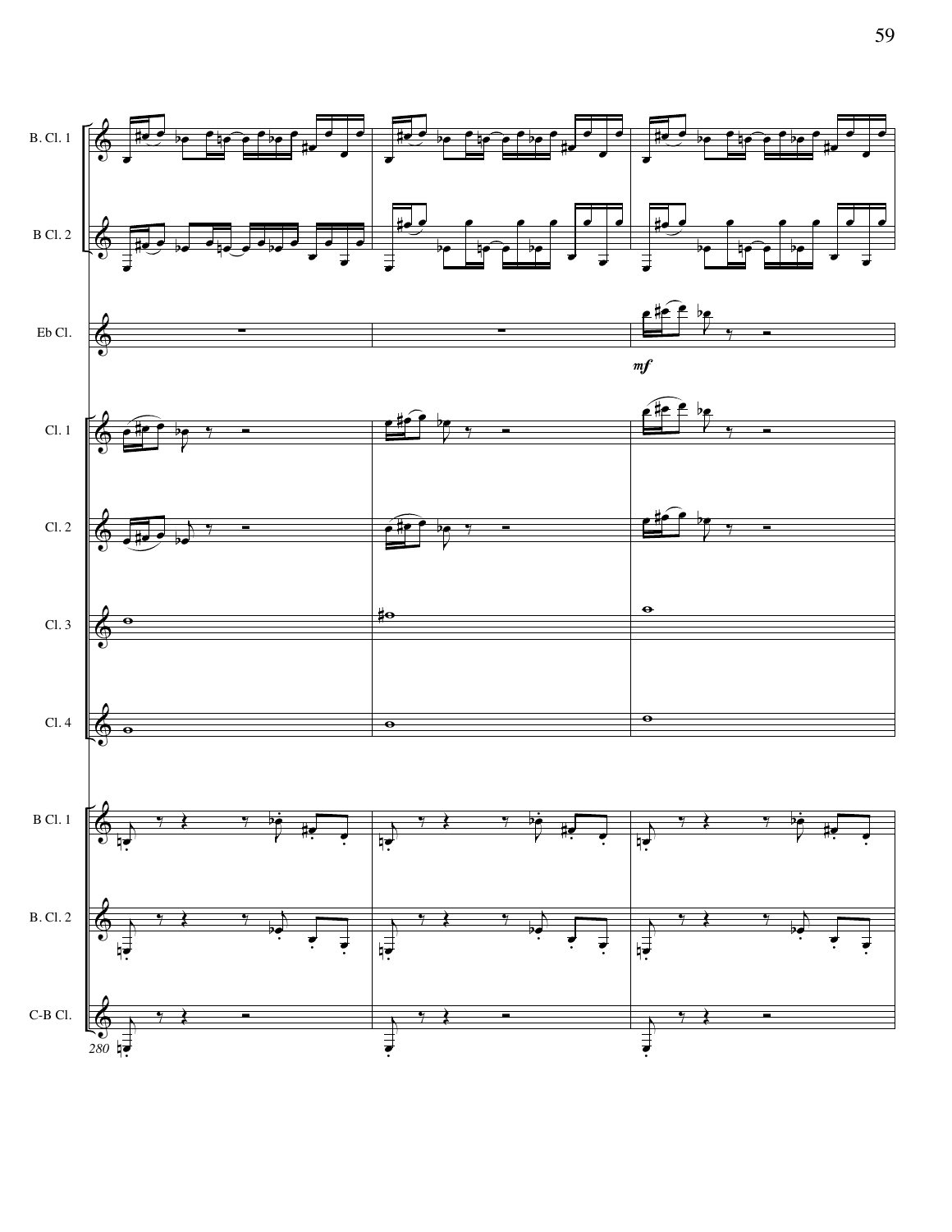B. Cl. 1

B Cl. 2

Eb Cl.

*mf*

Cl. 1

Cl. 2

Cl. 3

Cl. 4

B Cl. 1

B. Cl. 2

C-B Cl.

280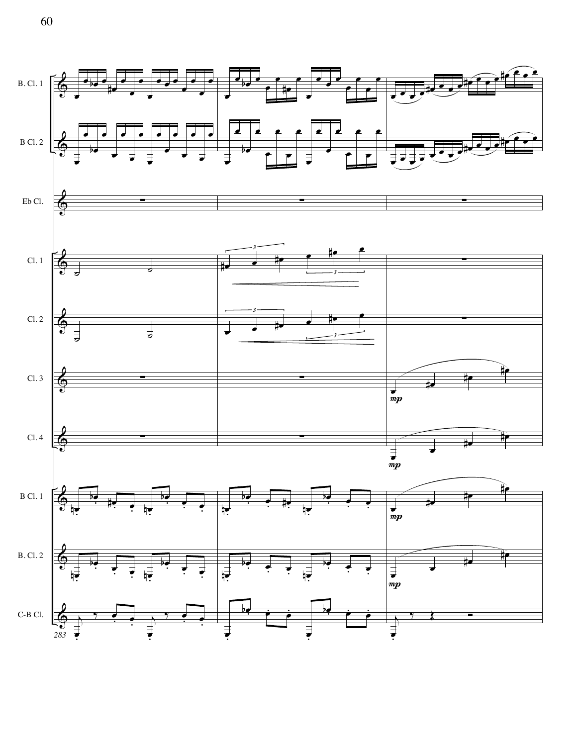B. Cl. 1

B Cl. 2

Eb Cl.

Cl. 1

Cl. 2

Cl. 3

Cl. 4

B Cl. 1

B. Cl. 2

C-B Cl.

283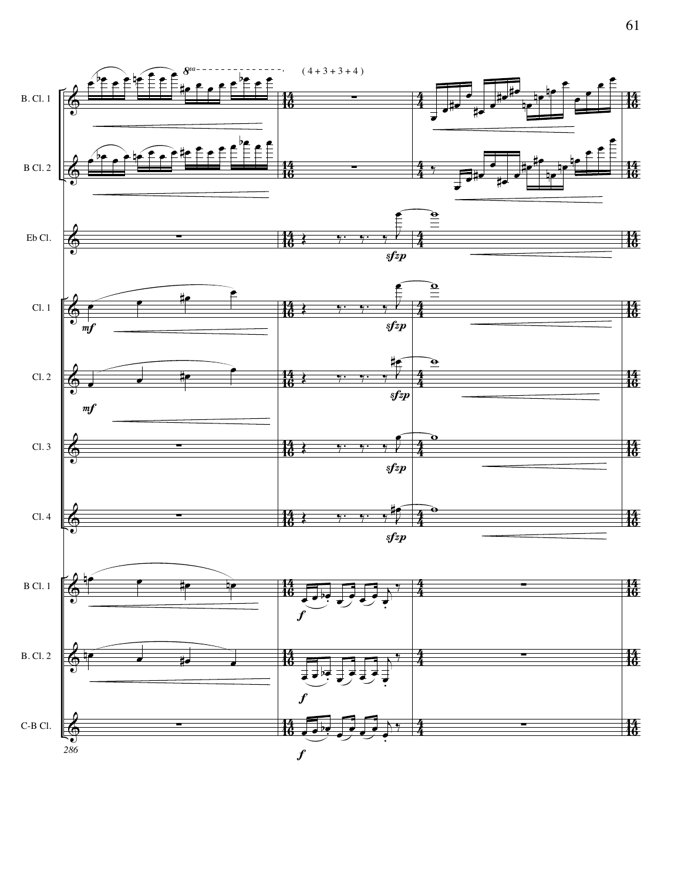( 4 + 3 + 3 + 4 )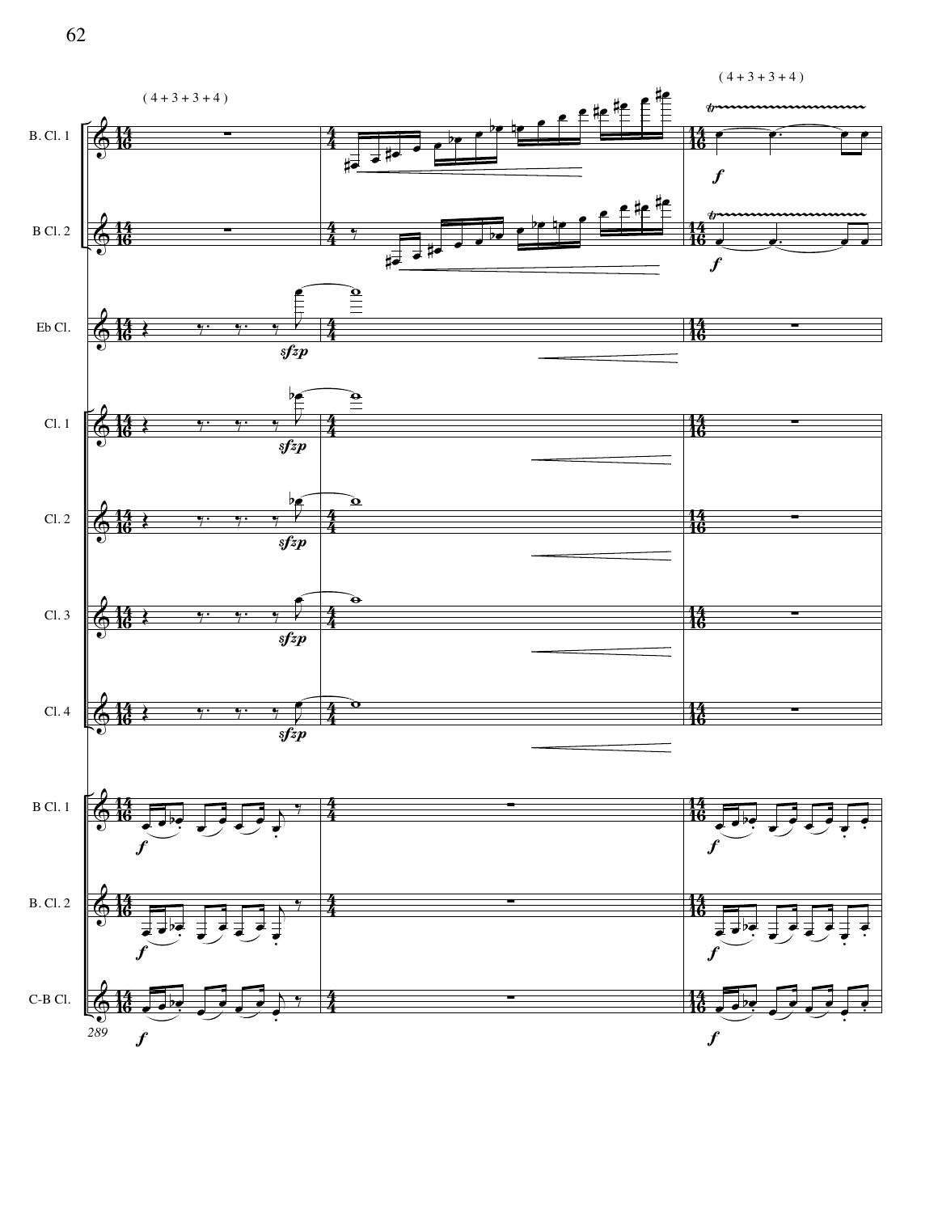( 4 + 3 + 3 + 4 )

( 4 + 3 + 3 + 4 )

B. Cl. 1

B Cl. 2

Eb Cl.

Cl. 1

Cl. 2

Cl. 3

Cl. 4

B Cl. 1

B. Cl. 2

C-B Cl.

289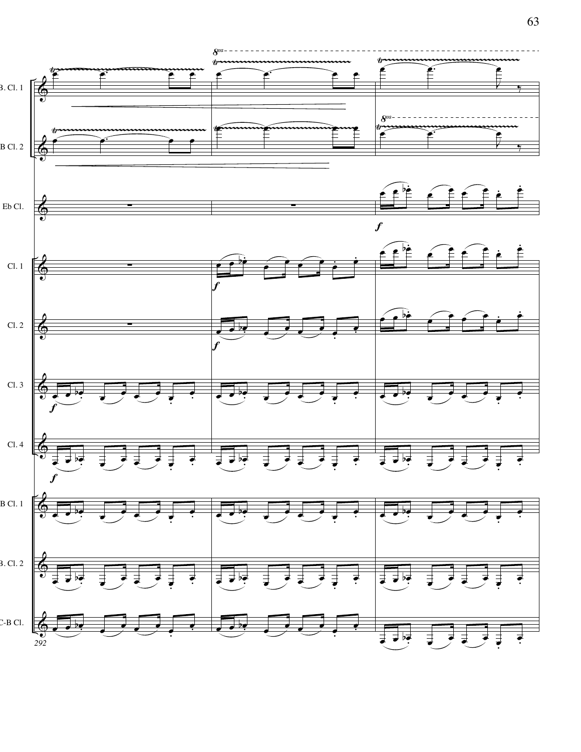B. Cl. 1

B Cl. 2

Eb Cl.

Cl. 1

Cl. 2

Cl. 3

Cl. 4

B Cl. 1

B. Cl. 2

C-B Cl.

292